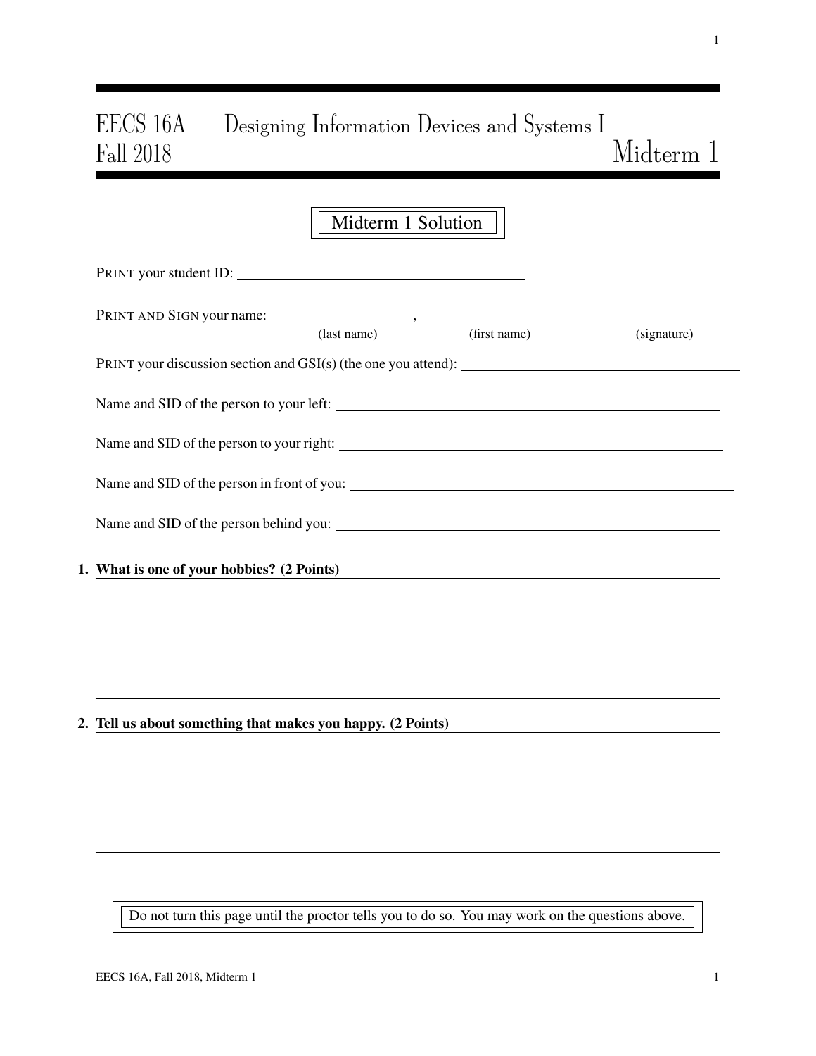# EECS 16A Designing Information Devices and Systems I
## Fall 2018 Midterm 1

**Midterm 1 Solution**

PRINT your student ID: ________________________________

PRINT AND SIGN your name: ________________, ________________ ________________
(last name) (first name) (signature)

PRINT your discussion section and GSI(s) (the one you attend): ________________________________

Name and SID of the person to your left: ________________________________

Name and SID of the person to your right: ________________________________

Name and SID of the person in front of you: ________________________________

Name and SID of the person behind you: ________________________________

**1. What is one of your hobbies? (2 Points)**

**2. Tell us about something that makes you happy. (2 Points)**

Do not turn this page until the proctor tells you to do so. You may work on the questions above.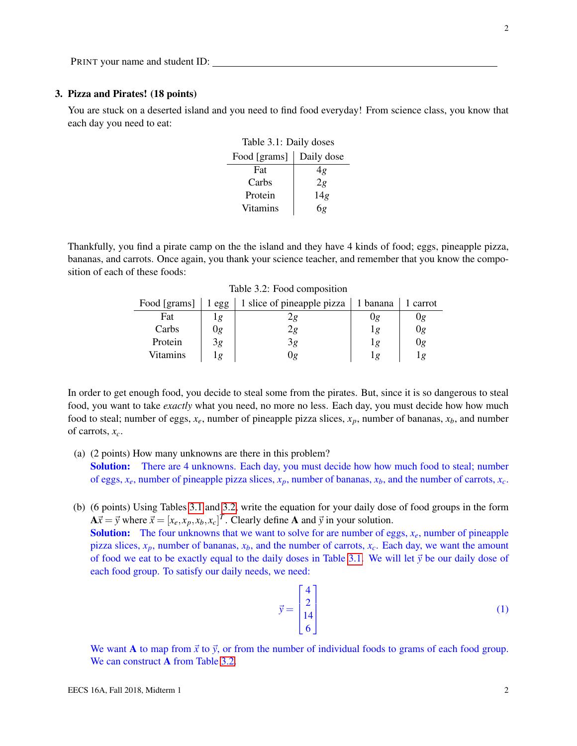PRINT your name and student ID: ________________________________________

### 3. Pizza and Pirates! (18 points)

You are stuck on a deserted island and you need to find food everyday! From science class, you know that each day you need to eat:

Table 3.1: Daily doses

| Food [grams] | Daily dose |
|---|---|
| Fat | $4g$ |
| Carbs | $2g$ |
| Protein | $14g$ |
| Vitamins | $6g$ |

Thankfully, you find a pirate camp on the the island and they have 4 kinds of food; eggs, pineapple pizza, bananas, and carrots. Once again, you thank your science teacher, and remember that you know the composition of each of these foods:

Table 3.2: Food composition

| Food [grams] | 1 egg | 1 slice of pineapple pizza | 1 banana | 1 carrot |
|---|---|---|---|---|
| Fat | $1g$ | $2g$ | $0g$ | $0g$ |
| Carbs | $0g$ | $2g$ | $1g$ | $0g$ |
| Protein | $3g$ | $3g$ | $1g$ | $0g$ |
| Vitamins | $1g$ | $0g$ | $1g$ | $1g$ |

In order to get enough food, you decide to steal some from the pirates. But, since it is so dangerous to steal food, you want to take *exactly* what you need, no more no less. Each day, you must decide how how much food to steal; number of eggs, $x_e$, number of pineapple pizza slices, $x_p$, number of bananas, $x_b$, and number of carrots, $x_c$.

(a) (2 points) How many unknowns are there in this problem?

**Solution:** There are 4 unknowns. Each day, you must decide how how much food to steal; number of eggs, $x_e$, number of pineapple pizza slices, $x_p$, number of bananas, $x_b$, and the number of carrots, $x_c$.

(b) (6 points) Using Tables 3.1 and 3.2, write the equation for your daily dose of food groups in the form $\mathbf{A}\vec{x} = \vec{y}$ where $\vec{x} = [x_e, x_p, x_b, x_c]^T$. Clearly define $\mathbf{A}$ and $\vec{y}$ in your solution.

**Solution:** The four unknowns that we want to solve for are number of eggs, $x_e$, number of pineapple pizza slices, $x_p$, number of bananas, $x_b$, and the number of carrots, $x_c$. Each day, we want the amount of food we eat to be exactly equal to the daily doses in Table 3.1. We will let $\vec{y}$ be our daily dose of each food group. To satisfy our daily needs, we need:

$$\vec{y} = \begin{bmatrix} 4 \\ 2 \\ 14 \\ 6 \end{bmatrix} \tag{1}$$

We want $\mathbf{A}$ to map from $\vec{x}$ to $\vec{y}$, or from the number of individual foods to grams of each food group. We can construct $\mathbf{A}$ from Table 3.2.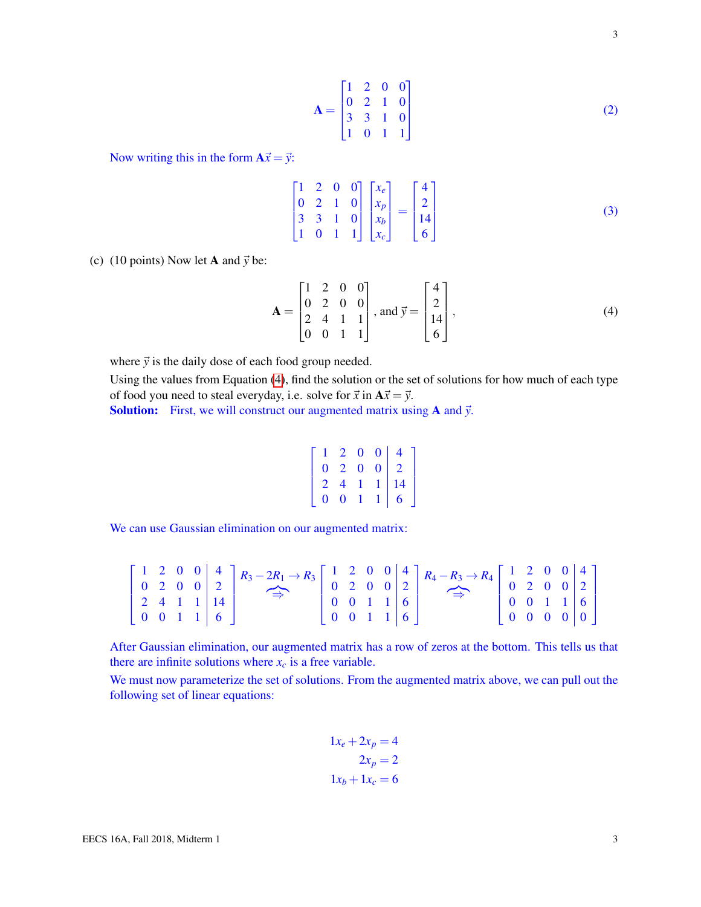$$\mathbf{A} = \begin{bmatrix} 1 & 2 & 0 & 0 \\ 0 & 2 & 1 & 0 \\ 3 & 3 & 1 & 0 \\ 1 & 0 & 1 & 1 \end{bmatrix} \tag{2}$$

Now writing this in the form $\mathbf{A}\vec{x} = \vec{y}$:

$$\begin{bmatrix} 1 & 2 & 0 & 0 \\ 0 & 2 & 1 & 0 \\ 3 & 3 & 1 & 0 \\ 1 & 0 & 1 & 1 \end{bmatrix} \begin{bmatrix} x_e \\ x_p \\ x_b \\ x_c \end{bmatrix} = \begin{bmatrix} 4 \\ 2 \\ 14 \\ 6 \end{bmatrix} \tag{3}$$

(c) (10 points) Now let $\mathbf{A}$ and $\vec{y}$ be:

$$\mathbf{A} = \begin{bmatrix} 1 & 2 & 0 & 0 \\ 0 & 2 & 0 & 0 \\ 2 & 4 & 1 & 1 \\ 0 & 0 & 1 & 1 \end{bmatrix}, \text{ and } \vec{y} = \begin{bmatrix} 4 \\ 2 \\ 14 \\ 6 \end{bmatrix}, \tag{4}$$

where $\vec{y}$ is the daily dose of each food group needed.

Using the values from Equation (4), find the solution or the set of solutions for how much of each type of food you need to steal everyday, i.e. solve for $\vec{x}$ in $\mathbf{A}\vec{x} = \vec{y}$.

**Solution:** First, we will construct our augmented matrix using $\mathbf{A}$ and $\vec{y}$.

$$\left[\begin{array}{cccc|c} 1 & 2 & 0 & 0 & 4 \\ 0 & 2 & 0 & 0 & 2 \\ 2 & 4 & 1 & 1 & 14 \\ 0 & 0 & 1 & 1 & 6 \end{array}\right]$$

We can use Gaussian elimination on our augmented matrix:

$$\left[\begin{array}{cccc|c} 1 & 2 & 0 & 0 & 4 \\ 0 & 2 & 0 & 0 & 2 \\ 2 & 4 & 1 & 1 & 14 \\ 0 & 0 & 1 & 1 & 6 \end{array}\right] \overset{R_3 - 2R_1 \to R_3}{\Rightarrow} \left[\begin{array}{cccc|c} 1 & 2 & 0 & 0 & 4 \\ 0 & 2 & 0 & 0 & 2 \\ 0 & 0 & 1 & 1 & 6 \\ 0 & 0 & 1 & 1 & 6 \end{array}\right] \overset{R_4 - R_3 \to R_4}{\Rightarrow} \left[\begin{array}{cccc|c} 1 & 2 & 0 & 0 & 4 \\ 0 & 2 & 0 & 0 & 2 \\ 0 & 0 & 1 & 1 & 6 \\ 0 & 0 & 0 & 0 & 0 \end{array}\right]$$

After Gaussian elimination, our augmented matrix has a row of zeros at the bottom. This tells us that there are infinite solutions where $x_c$ is a free variable.

We must now parameterize the set of solutions. From the augmented matrix above, we can pull out the following set of linear equations:

$$\begin{aligned} 1x_e + 2x_p &= 4 \\ 2x_p &= 2 \\ 1x_b + 1x_c &= 6 \end{aligned}$$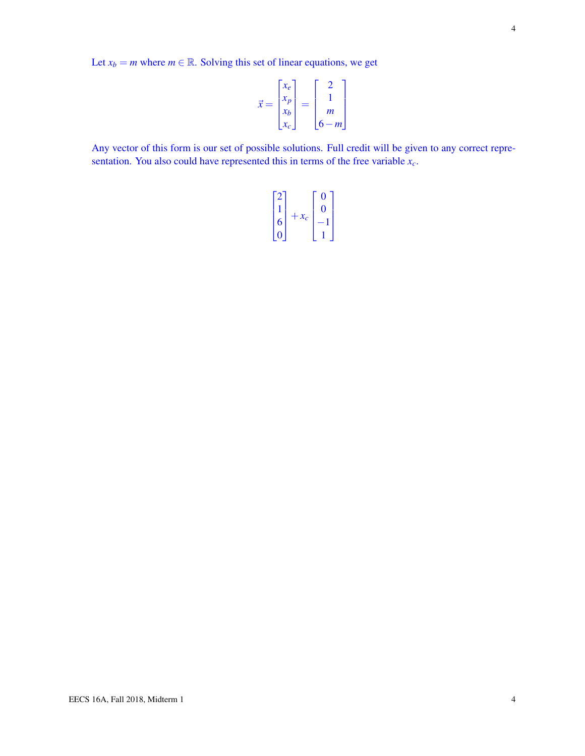Let $x_b = m$ where $m \in \mathbb{R}$. Solving this set of linear equations, we get

$$\vec{x} = \begin{bmatrix} x_e \\ x_p \\ x_b \\ x_c \end{bmatrix} = \begin{bmatrix} 2 \\ 1 \\ m \\ 6-m \end{bmatrix}$$

Any vector of this form is our set of possible solutions. Full credit will be given to any correct representation. You also could have represented this in terms of the free variable $x_c$.

$$\begin{bmatrix} 2 \\ 1 \\ 6 \\ 0 \end{bmatrix} + x_c \begin{bmatrix} 0 \\ 0 \\ -1 \\ 1 \end{bmatrix}$$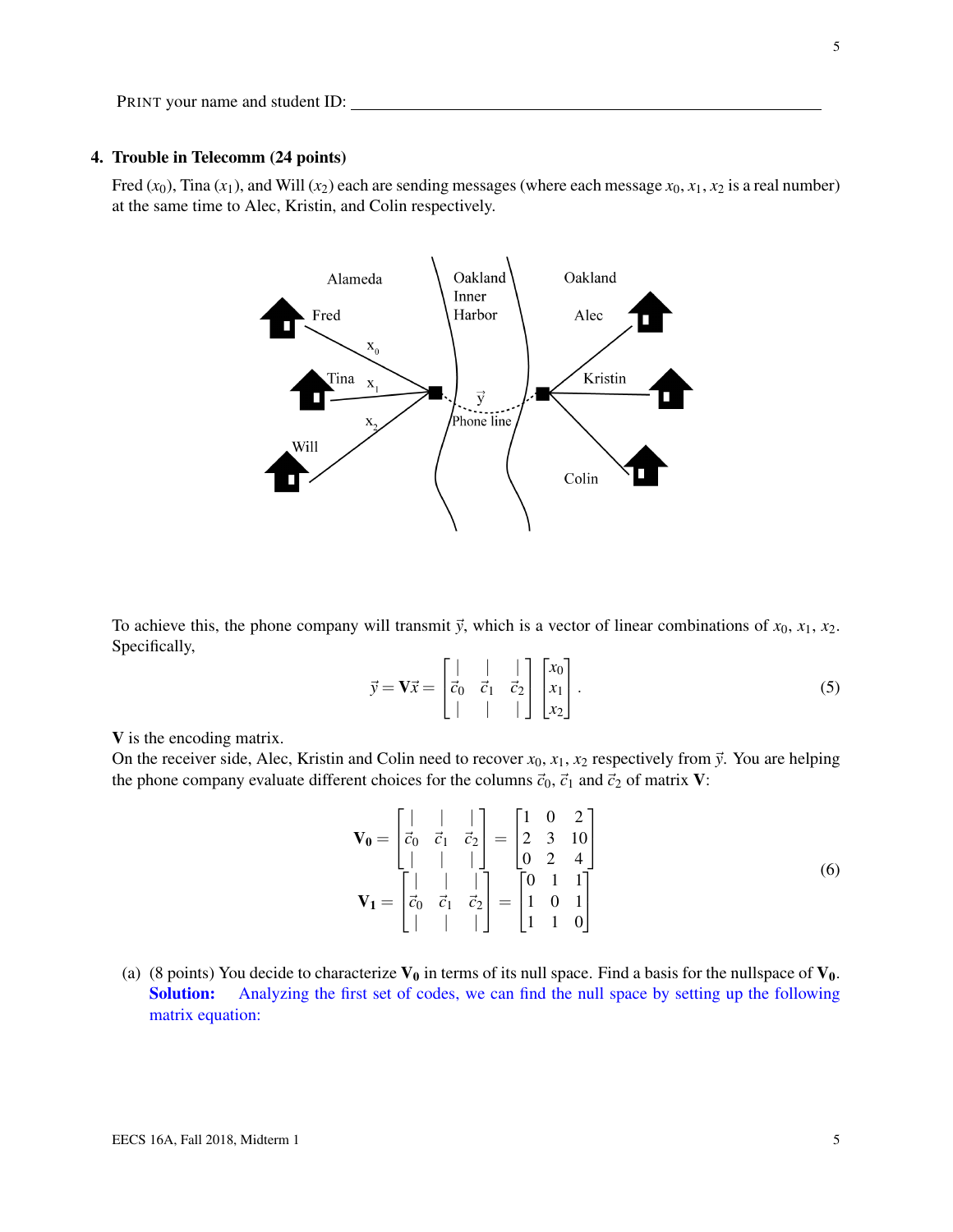PRINT your name and student ID: ____________________________________________

## 4. Trouble in Telecomm (24 points)

Fred ($x_0$), Tina ($x_1$), and Will ($x_2$) each are sending messages (where each message $x_0, x_1, x_2$ is a real number) at the same time to Alec, Kristin, and Colin respectively.

To achieve this, the phone company will transmit $\vec{y}$, which is a vector of linear combinations of $x_0$, $x_1$, $x_2$. Specifically,

$$\vec{y} = \mathbf{V}\vec{x} = \begin{bmatrix} | & | & | \\ \vec{c}_0 & \vec{c}_1 & \vec{c}_2 \\ | & | & | \end{bmatrix} \begin{bmatrix} x_0 \\ x_1 \\ x_2 \end{bmatrix}. \tag{5}$$

$\mathbf{V}$ is the encoding matrix.
On the receiver side, Alec, Kristin and Colin need to recover $x_0$, $x_1$, $x_2$ respectively from $\vec{y}$. You are helping the phone company evaluate different choices for the columns $\vec{c}_0$, $\vec{c}_1$ and $\vec{c}_2$ of matrix $\mathbf{V}$:

$$\mathbf{V_0} = \begin{bmatrix} | & | & | \\ \vec{c}_0 & \vec{c}_1 & \vec{c}_2 \\ | & | & | \end{bmatrix} = \begin{bmatrix} 1 & 0 & 2 \\ 2 & 3 & 10 \\ 0 & 2 & 4 \end{bmatrix}$$
$$\mathbf{V_1} = \begin{bmatrix} | & | & | \\ \vec{c}_0 & \vec{c}_1 & \vec{c}_2 \\ | & | & | \end{bmatrix} = \begin{bmatrix} 0 & 1 & 1 \\ 1 & 0 & 1 \\ 1 & 1 & 0 \end{bmatrix} \tag{6}$$

(a) (8 points) You decide to characterize $\mathbf{V_0}$ in terms of its null space. Find a basis for the nullspace of $\mathbf{V_0}$.

**Solution:** Analyzing the first set of codes, we can find the null space by setting up the following matrix equation: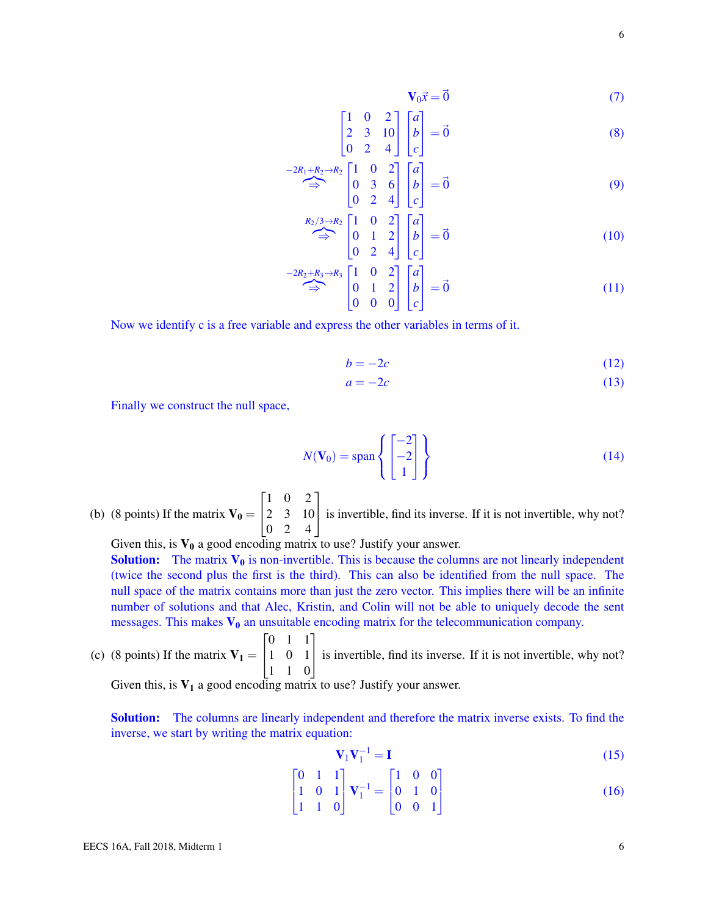$$\mathbf{V}_0 \vec{x} = \vec{0} \tag{7}$$

$$\begin{bmatrix} 1 & 0 & 2 \\ 2 & 3 & 10 \\ 0 & 2 & 4 \end{bmatrix} \begin{bmatrix} a \\ b \\ c \end{bmatrix} = \vec{0} \tag{8}$$

$$\overset{-2R_1+R_2 \to R_2}{\Rightarrow} \begin{bmatrix} 1 & 0 & 2 \\ 0 & 3 & 6 \\ 0 & 2 & 4 \end{bmatrix} \begin{bmatrix} a \\ b \\ c \end{bmatrix} = \vec{0} \tag{9}$$

$$\overset{R_2/3 \to R_2}{\Rightarrow} \begin{bmatrix} 1 & 0 & 2 \\ 0 & 1 & 2 \\ 0 & 2 & 4 \end{bmatrix} \begin{bmatrix} a \\ b \\ c \end{bmatrix} = \vec{0} \tag{10}$$

$$\overset{-2R_2+R_3 \to R_3}{\Rightarrow} \begin{bmatrix} 1 & 0 & 2 \\ 0 & 1 & 2 \\ 0 & 0 & 0 \end{bmatrix} \begin{bmatrix} a \\ b \\ c \end{bmatrix} = \vec{0} \tag{11}$$

Now we identify c is a free variable and express the other variables in terms of it.

$$b = -2c \tag{12}$$

$$a = -2c \tag{13}$$

Finally we construct the null space,

$$N(\mathbf{V}_0) = \text{span}\left\{ \begin{bmatrix} -2 \\ -2 \\ 1 \end{bmatrix} \right\} \tag{14}$$

(b) (8 points) If the matrix $\mathbf{V_0} = \begin{bmatrix} 1 & 0 & 2 \\ 2 & 3 & 10 \\ 0 & 2 & 4 \end{bmatrix}$ is invertible, find its inverse. If it is not invertible, why not? Given this, is $\mathbf{V_0}$ a good encoding matrix to use? Justify your answer.

**Solution:** The matrix $\mathbf{V_0}$ is non-invertible. This is because the columns are not linearly independent (twice the second plus the first is the third). This can also be identified from the null space. The null space of the matrix contains more than just the zero vector. This implies there will be an infinite number of solutions and that Alec, Kristin, and Colin will not be able to uniquely decode the sent messages. This makes $\mathbf{V_0}$ an unsuitable encoding matrix for the telecommunication company.

(c) (8 points) If the matrix $\mathbf{V_1} = \begin{bmatrix} 0 & 1 & 1 \\ 1 & 0 & 1 \\ 1 & 1 & 0 \end{bmatrix}$ is invertible, find its inverse. If it is not invertible, why not? Given this, is $\mathbf{V_1}$ a good encoding matrix to use? Justify your answer.

**Solution:** The columns are linearly independent and therefore the matrix inverse exists. To find the inverse, we start by writing the matrix equation:

$$\mathbf{V}_1 \mathbf{V}_1^{-1} = \mathbf{I} \tag{15}$$

$$\begin{bmatrix} 0 & 1 & 1 \\ 1 & 0 & 1 \\ 1 & 1 & 0 \end{bmatrix} \mathbf{V}_1^{-1} = \begin{bmatrix} 1 & 0 & 0 \\ 0 & 1 & 0 \\ 0 & 0 & 1 \end{bmatrix} \tag{16}$$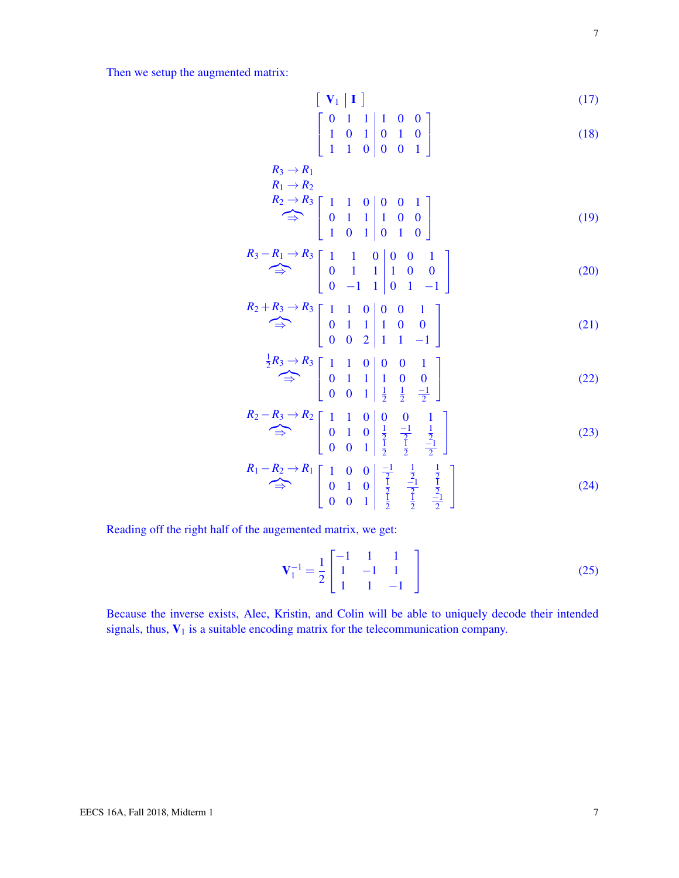Then we setup the augmented matrix:

$$\left[\begin{array}{c|c} \mathbf{V}_1 & \mathbf{I} \end{array}\right] \tag{17}$$

$$\left[\begin{array}{ccc|ccc} 0 & 1 & 1 & 1 & 0 & 0 \\ 1 & 0 & 1 & 0 & 1 & 0 \\ 1 & 1 & 0 & 0 & 0 & 1 \end{array}\right] \tag{18}$$

$$\overset{\substack{R_3 \to R_1 \\ R_1 \to R_2 \\ R_2 \to R_3}}{\Longrightarrow} \left[\begin{array}{ccc|ccc} 1 & 1 & 0 & 0 & 0 & 1 \\ 0 & 1 & 1 & 1 & 0 & 0 \\ 1 & 0 & 1 & 0 & 1 & 0 \end{array}\right] \tag{19}$$

$$\overset{R_3 - R_1 \to R_3}{\Longrightarrow} \left[\begin{array}{ccc|ccc} 1 & 1 & 0 & 0 & 0 & 1 \\ 0 & 1 & 1 & 1 & 0 & 0 \\ 0 & -1 & 1 & 0 & 1 & -1 \end{array}\right] \tag{20}$$

$$\overset{R_2 + R_3 \to R_3}{\Longrightarrow} \left[\begin{array}{ccc|ccc} 1 & 1 & 0 & 0 & 0 & 1 \\ 0 & 1 & 1 & 1 & 0 & 0 \\ 0 & 0 & 2 & 1 & 1 & -1 \end{array}\right] \tag{21}$$

$$\overset{\frac{1}{2}R_3 \to R_3}{\Longrightarrow} \left[\begin{array}{ccc|ccc} 1 & 1 & 0 & 0 & 0 & 1 \\ 0 & 1 & 1 & 1 & 0 & 0 \\ 0 & 0 & 1 & \frac{1}{2} & \frac{1}{2} & \frac{-1}{2} \end{array}\right] \tag{22}$$

$$\overset{R_2 - R_3 \to R_2}{\Longrightarrow} \left[\begin{array}{ccc|ccc} 1 & 1 & 0 & 0 & 0 & 1 \\ 0 & 1 & 0 & \frac{1}{2} & \frac{-1}{2} & \frac{1}{2} \\ 0 & 0 & 1 & \frac{1}{2} & \frac{1}{2} & \frac{-1}{2} \end{array}\right] \tag{23}$$

$$\overset{R_1 - R_2 \to R_1}{\Longrightarrow} \left[\begin{array}{ccc|ccc} 1 & 0 & 0 & \frac{-1}{2} & \frac{1}{2} & \frac{1}{2} \\ 0 & 1 & 0 & \frac{1}{2} & \frac{-1}{2} & \frac{1}{2} \\ 0 & 0 & 1 & \frac{1}{2} & \frac{1}{2} & \frac{-1}{2} \end{array}\right] \tag{24}$$

Reading off the right half of the augemented matrix, we get:

$$\mathbf{V}_1^{-1} = \frac{1}{2}\begin{bmatrix} -1 & 1 & 1 \\ 1 & -1 & 1 \\ 1 & 1 & -1 \end{bmatrix} \tag{25}$$

Because the inverse exists, Alec, Kristin, and Colin will be able to uniquely decode their intended signals, thus, $\mathbf{V}_1$ is a suitable encoding matrix for the telecommunication company.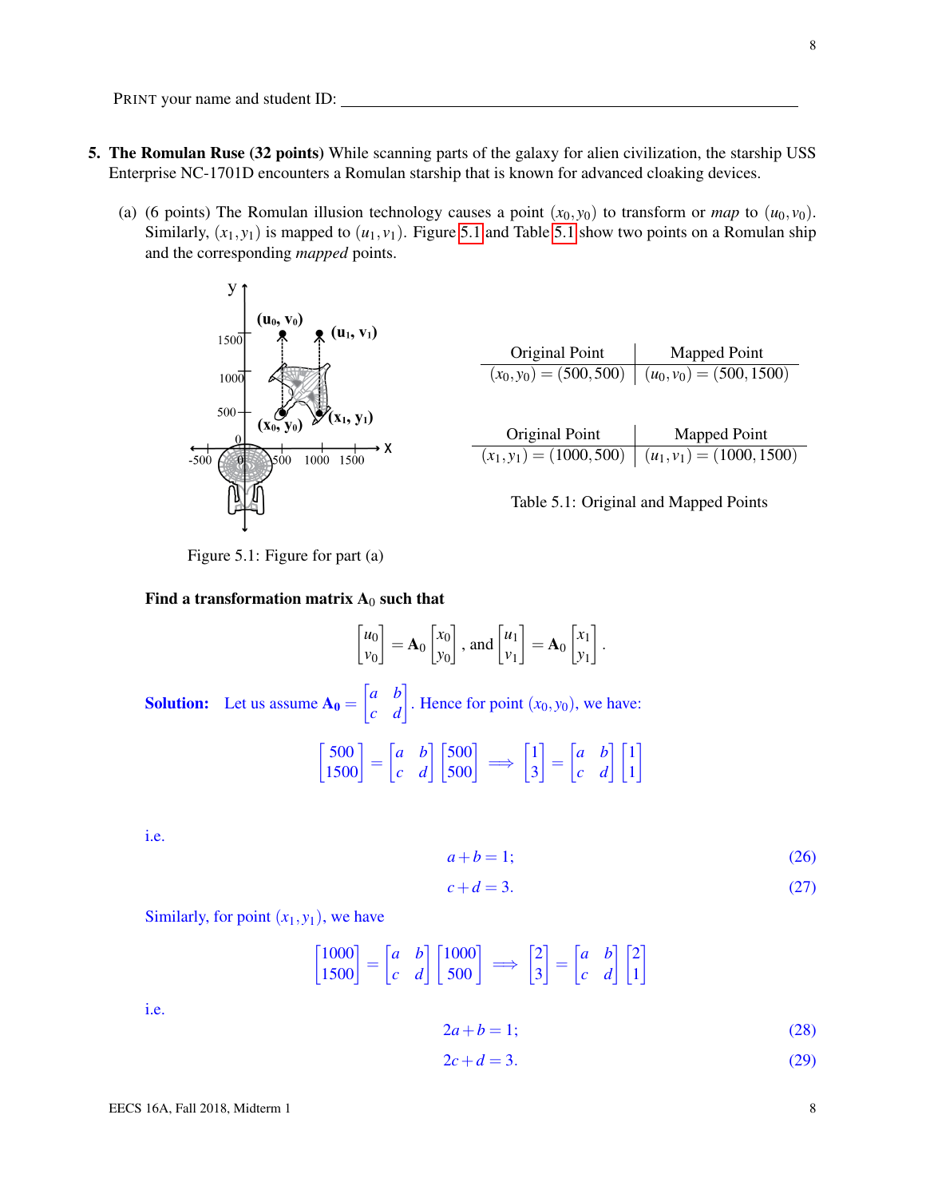PRINT your name and student ID: ____________________________________________

5. **The Romulan Ruse (32 points)** While scanning parts of the galaxy for alien civilization, the starship USS Enterprise NC-1701D encounters a Romulan starship that is known for advanced cloaking devices.

(a) (6 points) The Romulan illusion technology causes a point $(x_0, y_0)$ to transform or *map* to $(u_0, v_0)$. Similarly, $(x_1, y_1)$ is mapped to $(u_1, v_1)$. Figure 5.1 and Table 5.1 show two points on a Romulan ship and the corresponding *mapped* points.

Figure 5.1: Figure for part (a)

| Original Point | Mapped Point |
|---|---|
| $(x_0, y_0) = (500, 500)$ | $(u_0, v_0) = (500, 1500)$ |

| Original Point | Mapped Point |
|---|---|
| $(x_1, y_1) = (1000, 500)$ | $(u_1, v_1) = (1000, 1500)$ |

Table 5.1: Original and Mapped Points

**Find a transformation matrix $\mathbf{A}_0$ such that**

$$\begin{bmatrix} u_0 \\ v_0 \end{bmatrix} = \mathbf{A}_0 \begin{bmatrix} x_0 \\ y_0 \end{bmatrix}, \text{ and } \begin{bmatrix} u_1 \\ v_1 \end{bmatrix} = \mathbf{A}_0 \begin{bmatrix} x_1 \\ y_1 \end{bmatrix}.$$

**Solution:** Let us assume $\mathbf{A_0} = \begin{bmatrix} a & b \\ c & d \end{bmatrix}$. Hence for point $(x_0, y_0)$, we have:

$$\begin{bmatrix} 500 \\ 1500 \end{bmatrix} = \begin{bmatrix} a & b \\ c & d \end{bmatrix} \begin{bmatrix} 500 \\ 500 \end{bmatrix} \implies \begin{bmatrix} 1 \\ 3 \end{bmatrix} = \begin{bmatrix} a & b \\ c & d \end{bmatrix} \begin{bmatrix} 1 \\ 1 \end{bmatrix}$$

i.e.

$$a + b = 1; \tag{26}$$

$$c + d = 3. \tag{27}$$

Similarly, for point $(x_1, y_1)$, we have

$$\begin{bmatrix} 1000 \\ 1500 \end{bmatrix} = \begin{bmatrix} a & b \\ c & d \end{bmatrix} \begin{bmatrix} 1000 \\ 500 \end{bmatrix} \implies \begin{bmatrix} 2 \\ 3 \end{bmatrix} = \begin{bmatrix} a & b \\ c & d \end{bmatrix} \begin{bmatrix} 2 \\ 1 \end{bmatrix}$$

i.e.

$$2a + b = 1; \tag{28}$$

$$2c + d = 3. \tag{29}$$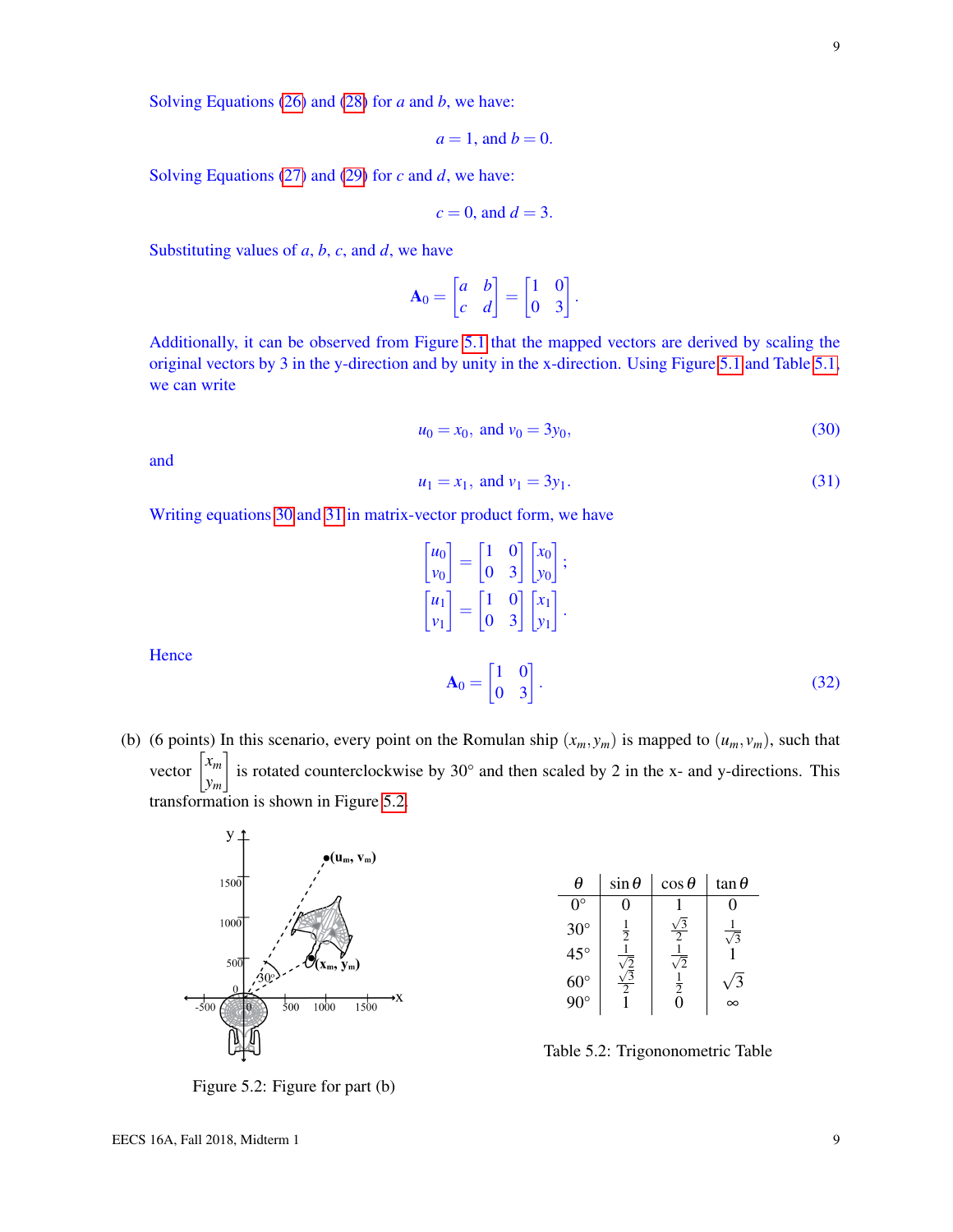Solving Equations (26) and (28) for $a$ and $b$, we have:

$$a = 1, \text{ and } b = 0.$$

Solving Equations (27) and (29) for $c$ and $d$, we have:

$$c = 0, \text{ and } d = 3.$$

Substituting values of $a$, $b$, $c$, and $d$, we have

$$\mathbf{A}_0 = \begin{bmatrix} a & b \\ c & d \end{bmatrix} = \begin{bmatrix} 1 & 0 \\ 0 & 3 \end{bmatrix}.$$

Additionally, it can be observed from Figure 5.1 that the mapped vectors are derived by scaling the original vectors by 3 in the y-direction and by unity in the x-direction. Using Figure 5.1 and Table 5.1, we can write

$$u_0 = x_0, \text{ and } v_0 = 3y_0, \tag{30}$$

and

$$u_1 = x_1, \text{ and } v_1 = 3y_1. \tag{31}$$

Writing equations 30 and 31 in matrix-vector product form, we have

$$\begin{bmatrix} u_0 \\ v_0 \end{bmatrix} = \begin{bmatrix} 1 & 0 \\ 0 & 3 \end{bmatrix} \begin{bmatrix} x_0 \\ y_0 \end{bmatrix};$$
$$\begin{bmatrix} u_1 \\ v_1 \end{bmatrix} = \begin{bmatrix} 1 & 0 \\ 0 & 3 \end{bmatrix} \begin{bmatrix} x_1 \\ y_1 \end{bmatrix}.$$

Hence

$$\mathbf{A}_0 = \begin{bmatrix} 1 & 0 \\ 0 & 3 \end{bmatrix}. \tag{32}$$

(b) (6 points) In this scenario, every point on the Romulan ship $(x_m, y_m)$ is mapped to $(u_m, v_m)$, such that vector $\begin{bmatrix} x_m \\ y_m \end{bmatrix}$ is rotated counterclockwise by 30° and then scaled by 2 in the x- and y-directions. This transformation is shown in Figure 5.2.

Figure 5.2: Figure for part (b)

| $\theta$ | $\sin\theta$ | $\cos\theta$ | $\tan\theta$ |
|---|---|---|---|
| 0° | 0 | 1 | 0 |
| 30° | $\frac{1}{2}$ | $\frac{\sqrt{3}}{2}$ | $\frac{1}{\sqrt{3}}$ |
| 45° | $\frac{1}{\sqrt{2}}$ | $\frac{1}{\sqrt{2}}$ | 1 |
| 60° | $\frac{\sqrt{3}}{2}$ | $\frac{1}{2}$ | $\sqrt{3}$ |
| 90° | 1 | 0 | $\infty$ |

Table 5.2: Trigononometric Table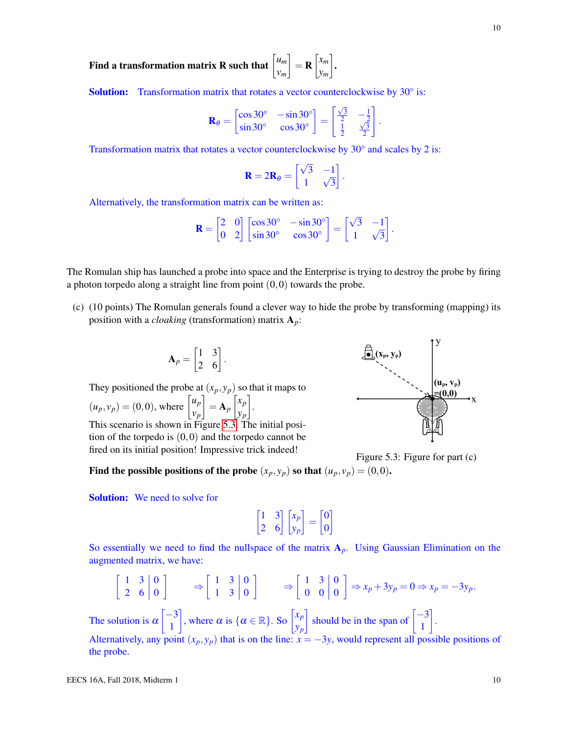**Find a transformation matrix R such that** $\begin{bmatrix} u_m \\ v_m \end{bmatrix} = \mathbf{R} \begin{bmatrix} x_m \\ y_m \end{bmatrix}$**.**

**Solution:** Transformation matrix that rotates a vector counterclockwise by 30° is:

$$\mathbf{R}_\theta = \begin{bmatrix} \cos 30° & -\sin 30° \\ \sin 30° & \cos 30° \end{bmatrix} = \begin{bmatrix} \frac{\sqrt{3}}{2} & -\frac{1}{2} \\ \frac{1}{2} & \frac{\sqrt{3}}{2} \end{bmatrix}.$$

Transformation matrix that rotates a vector counterclockwise by 30° and scales by 2 is:

$$\mathbf{R} = 2\mathbf{R}_\theta = \begin{bmatrix} \sqrt{3} & -1 \\ 1 & \sqrt{3} \end{bmatrix}.$$

Alternatively, the transformation matrix can be written as:

$$\mathbf{R} = \begin{bmatrix} 2 & 0 \\ 0 & 2 \end{bmatrix} \begin{bmatrix} \cos 30° & -\sin 30° \\ \sin 30° & \cos 30° \end{bmatrix} = \begin{bmatrix} \sqrt{3} & -1 \\ 1 & \sqrt{3} \end{bmatrix}.$$

The Romulan ship has launched a probe into space and the Enterprise is trying to destroy the probe by firing a photon torpedo along a straight line from point $(0,0)$ towards the probe.

(c) (10 points) The Romulan generals found a clever way to hide the probe by transforming (mapping) its position with a *cloaking* (transformation) matrix $\mathbf{A}_p$:

$$\mathbf{A}_p = \begin{bmatrix} 1 & 3 \\ 2 & 6 \end{bmatrix}.$$

They positioned the probe at $(x_p, y_p)$ so that it maps to $(u_p, v_p) = (0,0)$, where $\begin{bmatrix} u_p \\ v_p \end{bmatrix} = \mathbf{A}_p \begin{bmatrix} x_p \\ y_p \end{bmatrix}$.
This scenario is shown in Figure 5.3. The initial position of the torpedo is $(0,0)$ and the torpedo cannot be fired on its initial position! Impressive trick indeed!

Figure 5.3: Figure for part (c)

**Find the possible positions of the probe** $(x_p, y_p)$ **so that** $(u_p, v_p) = (0,0)$**.**

**Solution:** We need to solve for

$$\begin{bmatrix} 1 & 3 \\ 2 & 6 \end{bmatrix} \begin{bmatrix} x_p \\ y_p \end{bmatrix} = \begin{bmatrix} 0 \\ 0 \end{bmatrix}$$

So essentially we need to find the nullspace of the matrix $\mathbf{A}_p$. Using Gaussian Elimination on the augmented matrix, we have:

$$\left[\begin{array}{cc|c} 1 & 3 & 0 \\ 2 & 6 & 0 \end{array}\right] \Rightarrow \left[\begin{array}{cc|c} 1 & 3 & 0 \\ 1 & 3 & 0 \end{array}\right] \Rightarrow \left[\begin{array}{cc|c} 1 & 3 & 0 \\ 0 & 0 & 0 \end{array}\right] \Rightarrow x_p + 3y_p = 0 \Rightarrow x_p = -3y_p.$$

The solution is $\alpha \begin{bmatrix} -3 \\ 1 \end{bmatrix}$, where $\alpha$ is $\{\alpha \in \mathbb{R}\}$. So $\begin{bmatrix} x_p \\ y_p \end{bmatrix}$ should be in the span of $\begin{bmatrix} -3 \\ 1 \end{bmatrix}$.
Alternatively, any point $(x_p, y_p)$ that is on the line: $x = -3y$, would represent all possible positions of the probe.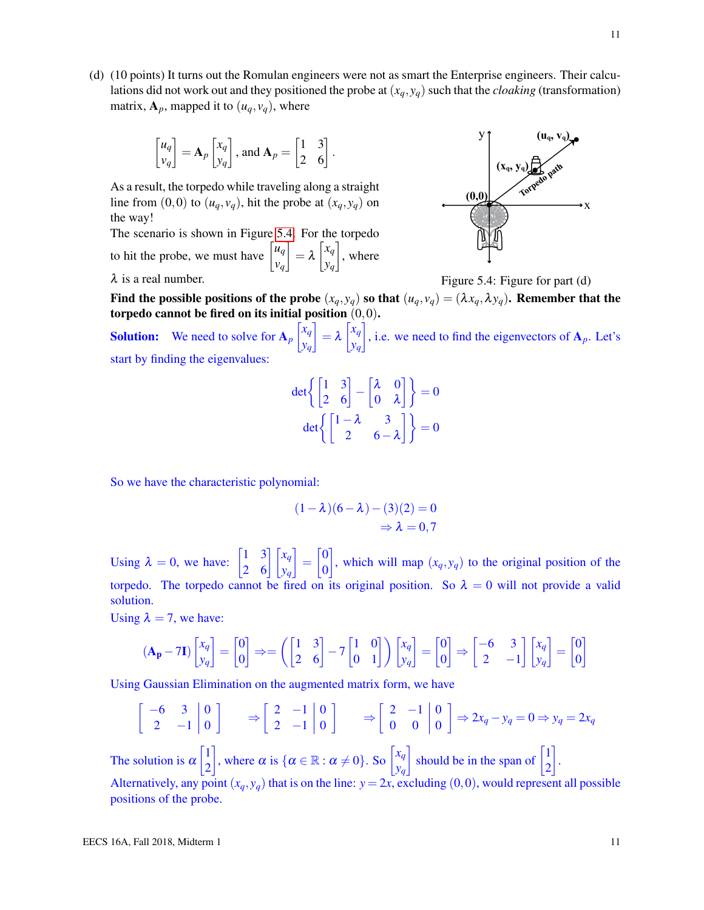(d) (10 points) It turns out the Romulan engineers were not as smart the Enterprise engineers. Their calculations did not work out and they positioned the probe at $(x_q, y_q)$ such that the *cloaking* (transformation) matrix, $\mathbf{A}_p$, mapped it to $(u_q, v_q)$, where

$$\begin{bmatrix} u_q \\ v_q \end{bmatrix} = \mathbf{A}_p \begin{bmatrix} x_q \\ y_q \end{bmatrix}, \text{ and } \mathbf{A}_p = \begin{bmatrix} 1 & 3 \\ 2 & 6 \end{bmatrix}.$$

As a result, the torpedo while traveling along a straight line from $(0,0)$ to $(u_q, v_q)$, hit the probe at $(x_q, y_q)$ on the way!

The scenario is shown in Figure 5.4. For the torpedo to hit the probe, we must have $\begin{bmatrix} u_q \\ v_q \end{bmatrix} = \lambda \begin{bmatrix} x_q \\ y_q \end{bmatrix}$, where $\lambda$ is a real number.

Figure 5.4: Figure for part (d)

**Find the possible positions of the probe $(x_q, y_q)$ so that $(u_q, v_q) = (\lambda x_q, \lambda y_q)$. Remember that the torpedo cannot be fired on its initial position $(0,0)$.**

**Solution:** We need to solve for $\mathbf{A}_p \begin{bmatrix} x_q \\ y_q \end{bmatrix} = \lambda \begin{bmatrix} x_q \\ y_q \end{bmatrix}$, i.e. we need to find the eigenvectors of $\mathbf{A}_p$. Let's start by finding the eigenvalues:

$$\det\left\{ \begin{bmatrix} 1 & 3 \\ 2 & 6 \end{bmatrix} - \begin{bmatrix} \lambda & 0 \\ 0 & \lambda \end{bmatrix} \right\} = 0$$

$$\det\left\{ \begin{bmatrix} 1-\lambda & 3 \\ 2 & 6-\lambda \end{bmatrix} \right\} = 0$$

So we have the characteristic polynomial:

$$(1-\lambda)(6-\lambda) - (3)(2) = 0$$

$$\Rightarrow \lambda = 0, 7$$

Using $\lambda = 0$, we have: $\begin{bmatrix} 1 & 3 \\ 2 & 6 \end{bmatrix} \begin{bmatrix} x_q \\ y_q \end{bmatrix} = \begin{bmatrix} 0 \\ 0 \end{bmatrix}$, which will map $(x_q, y_q)$ to the original position of the torpedo. The torpedo cannot be fired on its original position. So $\lambda = 0$ will not provide a valid solution.

Using $\lambda = 7$, we have:

$$(\mathbf{A_p} - 7\mathbf{I}) \begin{bmatrix} x_q \\ y_q \end{bmatrix} = \begin{bmatrix} 0 \\ 0 \end{bmatrix} \Rightarrow = \left( \begin{bmatrix} 1 & 3 \\ 2 & 6 \end{bmatrix} - 7 \begin{bmatrix} 1 & 0 \\ 0 & 1 \end{bmatrix} \right) \begin{bmatrix} x_q \\ y_q \end{bmatrix} = \begin{bmatrix} 0 \\ 0 \end{bmatrix} \Rightarrow \begin{bmatrix} -6 & 3 \\ 2 & -1 \end{bmatrix} \begin{bmatrix} x_q \\ y_q \end{bmatrix} = \begin{bmatrix} 0 \\ 0 \end{bmatrix}$$

Using Gaussian Elimination on the augmented matrix form, we have

$$\left[\begin{array}{cc|c} -6 & 3 & 0 \\ 2 & -1 & 0 \end{array}\right] \Rightarrow \left[\begin{array}{cc|c} 2 & -1 & 0 \\ 2 & -1 & 0 \end{array}\right] \Rightarrow \left[\begin{array}{cc|c} 2 & -1 & 0 \\ 0 & 0 & 0 \end{array}\right] \Rightarrow 2x_q - y_q = 0 \Rightarrow y_q = 2x_q$$

The solution is $\alpha \begin{bmatrix} 1 \\ 2 \end{bmatrix}$, where $\alpha$ is $\{\alpha \in \mathbb{R} : \alpha \neq 0\}$. So $\begin{bmatrix} x_q \\ y_q \end{bmatrix}$ should be in the span of $\begin{bmatrix} 1 \\ 2 \end{bmatrix}$.

Alternatively, any point $(x_q, y_q)$ that is on the line: $y = 2x$, excluding $(0,0)$, would represent all possible positions of the probe.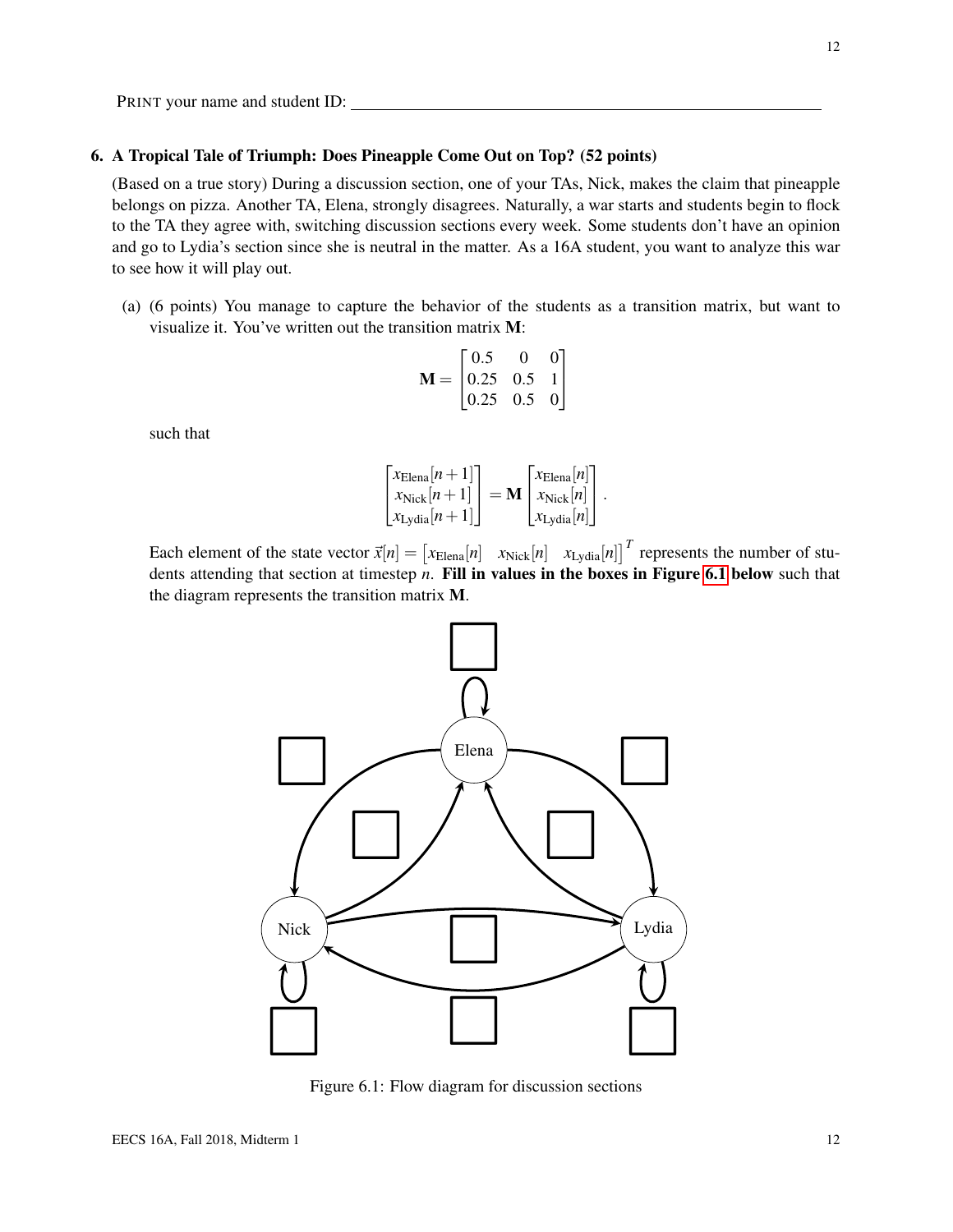PRINT your name and student ID: ________________________________________________

## 6. A Tropical Tale of Triumph: Does Pineapple Come Out on Top? (52 points)

(Based on a true story) During a discussion section, one of your TAs, Nick, makes the claim that pineapple belongs on pizza. Another TA, Elena, strongly disagrees. Naturally, a war starts and students begin to flock to the TA they agree with, switching discussion sections every week. Some students don't have an opinion and go to Lydia's section since she is neutral in the matter. As a 16A student, you want to analyze this war to see how it will play out.

(a) (6 points) You manage to capture the behavior of the students as a transition matrix, but want to visualize it. You've written out the transition matrix $\mathbf{M}$:

$$\mathbf{M} = \begin{bmatrix} 0.5 & 0 & 0 \\ 0.25 & 0.5 & 1 \\ 0.25 & 0.5 & 0 \end{bmatrix}$$

such that

$$\begin{bmatrix} x_{\text{Elena}}[n+1] \\ x_{\text{Nick}}[n+1] \\ x_{\text{Lydia}}[n+1] \end{bmatrix} = \mathbf{M} \begin{bmatrix} x_{\text{Elena}}[n] \\ x_{\text{Nick}}[n] \\ x_{\text{Lydia}}[n] \end{bmatrix}.$$

Each element of the state vector $\vec{x}[n] = \begin{bmatrix} x_{\text{Elena}}[n] & x_{\text{Nick}}[n] & x_{\text{Lydia}}[n] \end{bmatrix}^T$ represents the number of students attending that section at timestep $n$. **Fill in values in the boxes in Figure 6.1 below** such that the diagram represents the transition matrix $\mathbf{M}$.

Figure 6.1: Flow diagram for discussion sections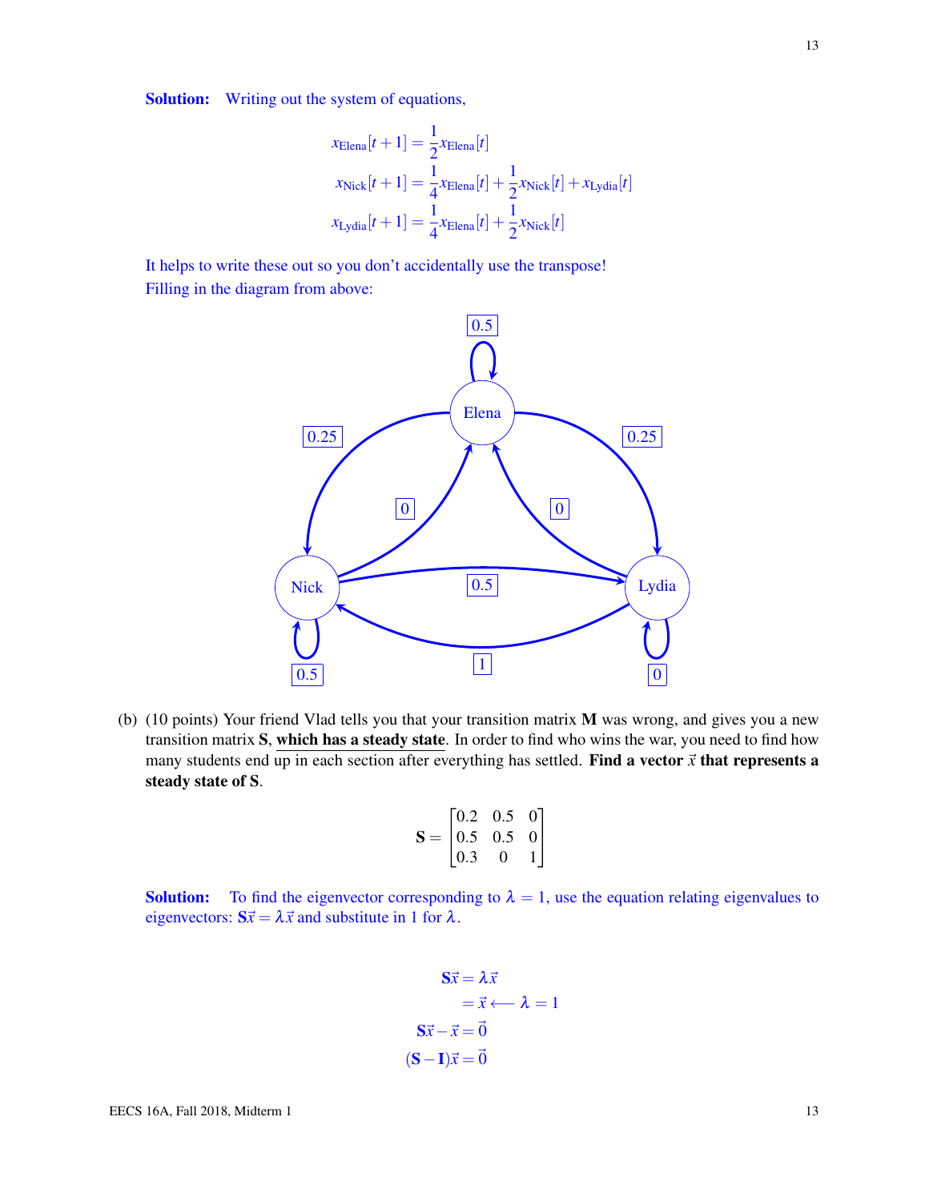**Solution:** Writing out the system of equations,

$$x_{\text{Elena}}[t+1] = \frac{1}{2}x_{\text{Elena}}[t]$$
$$x_{\text{Nick}}[t+1] = \frac{1}{4}x_{\text{Elena}}[t] + \frac{1}{2}x_{\text{Nick}}[t] + x_{\text{Lydia}}[t]$$
$$x_{\text{Lydia}}[t+1] = \frac{1}{4}x_{\text{Elena}}[t] + \frac{1}{2}x_{\text{Nick}}[t]$$

It helps to write these out so you don't accidentally use the transpose!
Filling in the diagram from above:

(b) (10 points) Your friend Vlad tells you that your transition matrix $\mathbf{M}$ was wrong, and gives you a new transition matrix $\mathbf{S}$, **which has a steady state**. In order to find who wins the war, you need to find how many students end up in each section after everything has settled. **Find a vector $\vec{x}$ that represents a steady state of $\mathbf{S}$.**

$$\mathbf{S} = \begin{bmatrix} 0.2 & 0.5 & 0 \\ 0.5 & 0.5 & 0 \\ 0.3 & 0 & 1 \end{bmatrix}$$

**Solution:** To find the eigenvector corresponding to $\lambda = 1$, use the equation relating eigenvalues to eigenvectors: $\mathbf{S}\vec{x} = \lambda\vec{x}$ and substitute in 1 for $\lambda$.

$$\begin{aligned} \mathbf{S}\vec{x} &= \lambda\vec{x} \\ &= \vec{x} \longleftarrow \lambda = 1 \\ \mathbf{S}\vec{x} - \vec{x} &= \vec{0} \\ (\mathbf{S} - \mathbf{I})\vec{x} &= \vec{0} \end{aligned}$$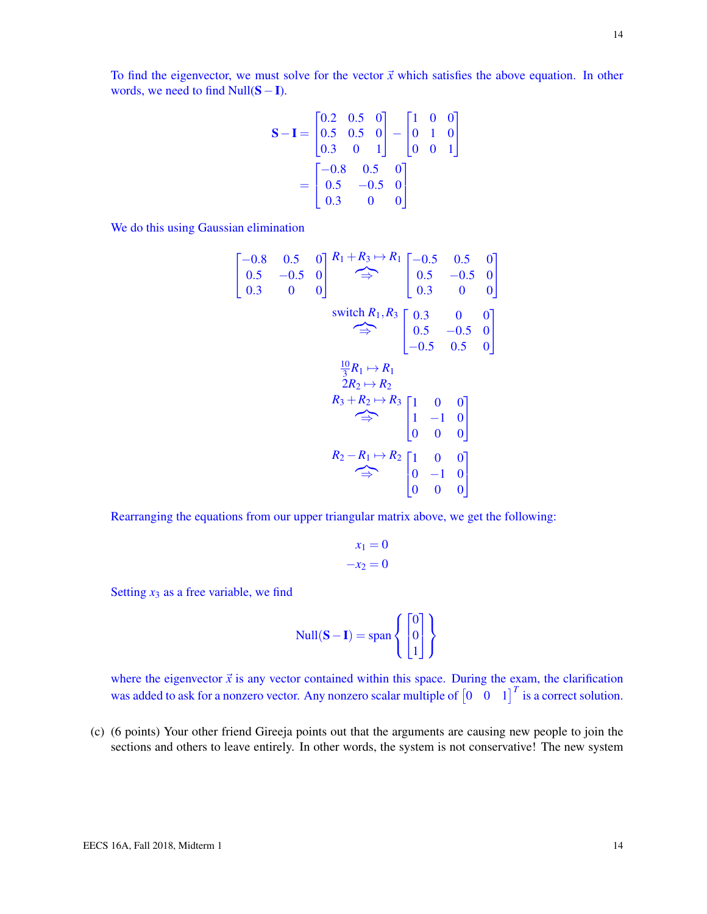To find the eigenvector, we must solve for the vector $\vec{x}$ which satisfies the above equation. In other words, we need to find $\text{Null}(\mathbf{S}-\mathbf{I})$.

$$
\begin{aligned}
\mathbf{S}-\mathbf{I} &= \begin{bmatrix} 0.2 & 0.5 & 0 \\ 0.5 & 0.5 & 0 \\ 0.3 & 0 & 1 \end{bmatrix} - \begin{bmatrix} 1 & 0 & 0 \\ 0 & 1 & 0 \\ 0 & 0 & 1 \end{bmatrix} \\
&= \begin{bmatrix} -0.8 & 0.5 & 0 \\ 0.5 & -0.5 & 0 \\ 0.3 & 0 & 0 \end{bmatrix}
\end{aligned}
$$

We do this using Gaussian elimination

$$
\begin{bmatrix} -0.8 & 0.5 & 0 \\ 0.5 & -0.5 & 0 \\ 0.3 & 0 & 0 \end{bmatrix} \overset{R_1+R_3 \mapsto R_1}{\Longrightarrow} \begin{bmatrix} -0.5 & 0.5 & 0 \\ 0.5 & -0.5 & 0 \\ 0.3 & 0 & 0 \end{bmatrix}
$$

$$
\overset{\text{switch } R_1, R_3}{\Longrightarrow} \begin{bmatrix} 0.3 & 0 & 0 \\ 0.5 & -0.5 & 0 \\ -0.5 & 0.5 & 0 \end{bmatrix}
$$

$$
\overset{\substack{\frac{10}{3}R_1 \mapsto R_1 \\ 2R_2 \mapsto R_2 \\ R_3+R_2 \mapsto R_3}}{\Longrightarrow} \begin{bmatrix} 1 & 0 & 0 \\ 1 & -1 & 0 \\ 0 & 0 & 0 \end{bmatrix}
$$

$$
\overset{R_2-R_1 \mapsto R_2}{\Longrightarrow} \begin{bmatrix} 1 & 0 & 0 \\ 0 & -1 & 0 \\ 0 & 0 & 0 \end{bmatrix}
$$

Rearranging the equations from our upper triangular matrix above, we get the following:

$$
\begin{aligned}
x_1 &= 0 \\
-x_2 &= 0
\end{aligned}
$$

Setting $x_3$ as a free variable, we find

$$
\text{Null}(\mathbf{S}-\mathbf{I}) = \text{span}\left\{ \begin{bmatrix} 0 \\ 0 \\ 1 \end{bmatrix} \right\}
$$

where the eigenvector $\vec{x}$ is any vector contained within this space. During the exam, the clarification was added to ask for a nonzero vector. Any nonzero scalar multiple of $\begin{bmatrix} 0 & 0 & 1 \end{bmatrix}^T$ is a correct solution.

(c) (6 points) Your other friend Gireeja points out that the arguments are causing new people to join the sections and others to leave entirely. In other words, the system is not conservative! The new system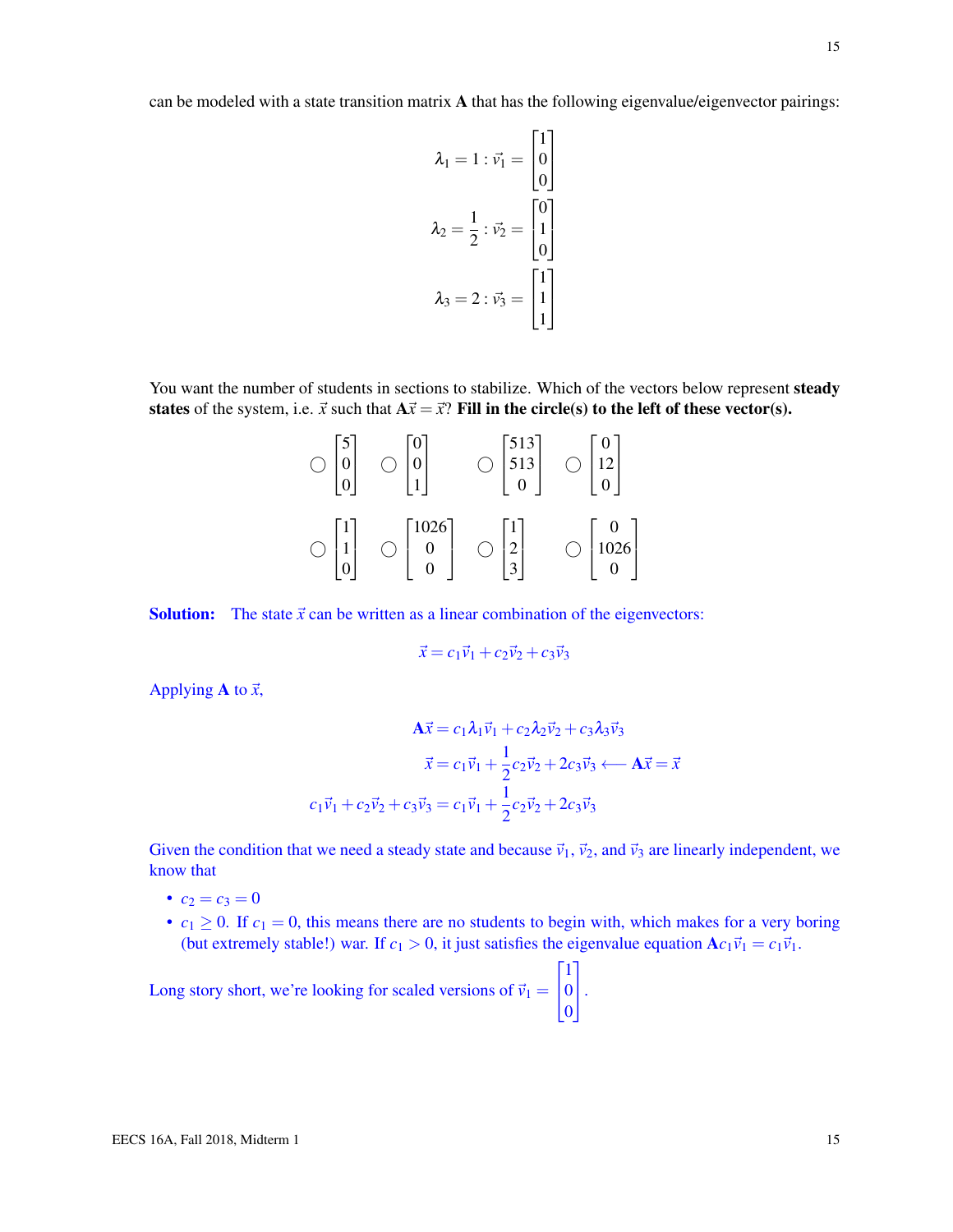can be modeled with a state transition matrix $\mathbf{A}$ that has the following eigenvalue/eigenvector pairings:

$$\lambda_1 = 1 : \vec{v}_1 = \begin{bmatrix} 1 \\ 0 \\ 0 \end{bmatrix}$$

$$\lambda_2 = \frac{1}{2} : \vec{v}_2 = \begin{bmatrix} 0 \\ 1 \\ 0 \end{bmatrix}$$

$$\lambda_3 = 2 : \vec{v}_3 = \begin{bmatrix} 1 \\ 1 \\ 1 \end{bmatrix}$$

You want the number of students in sections to stabilize. Which of the vectors below represent **steady states** of the system, i.e. $\vec{x}$ such that $\mathbf{A}\vec{x} = \vec{x}$? **Fill in the circle(s) to the left of these vector(s).**

○ $\begin{bmatrix} 5 \\ 0 \\ 0 \end{bmatrix}$ ○ $\begin{bmatrix} 0 \\ 0 \\ 1 \end{bmatrix}$ ○ $\begin{bmatrix} 513 \\ 513 \\ 0 \end{bmatrix}$ ○ $\begin{bmatrix} 0 \\ 12 \\ 0 \end{bmatrix}$

○ $\begin{bmatrix} 1 \\ 1 \\ 0 \end{bmatrix}$ ○ $\begin{bmatrix} 1026 \\ 0 \\ 0 \end{bmatrix}$ ○ $\begin{bmatrix} 1 \\ 2 \\ 3 \end{bmatrix}$ ○ $\begin{bmatrix} 0 \\ 1026 \\ 0 \end{bmatrix}$

**Solution:** The state $\vec{x}$ can be written as a linear combination of the eigenvectors:

$$\vec{x} = c_1\vec{v}_1 + c_2\vec{v}_2 + c_3\vec{v}_3$$

Applying $\mathbf{A}$ to $\vec{x}$,

$$\mathbf{A}\vec{x} = c_1\lambda_1\vec{v}_1 + c_2\lambda_2\vec{v}_2 + c_3\lambda_3\vec{v}_3$$

$$\vec{x} = c_1\vec{v}_1 + \frac{1}{2}c_2\vec{v}_2 + 2c_3\vec{v}_3 \longleftarrow \mathbf{A}\vec{x} = \vec{x}$$

$$c_1\vec{v}_1 + c_2\vec{v}_2 + c_3\vec{v}_3 = c_1\vec{v}_1 + \frac{1}{2}c_2\vec{v}_2 + 2c_3\vec{v}_3$$

Given the condition that we need a steady state and because $\vec{v}_1$, $\vec{v}_2$, and $\vec{v}_3$ are linearly independent, we know that

- $c_2 = c_3 = 0$
- $c_1 \geq 0$. If $c_1 = 0$, this means there are no students to begin with, which makes for a very boring (but extremely stable!) war. If $c_1 > 0$, it just satisfies the eigenvalue equation $\mathbf{A}c_1\vec{v}_1 = c_1\vec{v}_1$.

Long story short, we're looking for scaled versions of $\vec{v}_1 = \begin{bmatrix} 1 \\ 0 \\ 0 \end{bmatrix}$.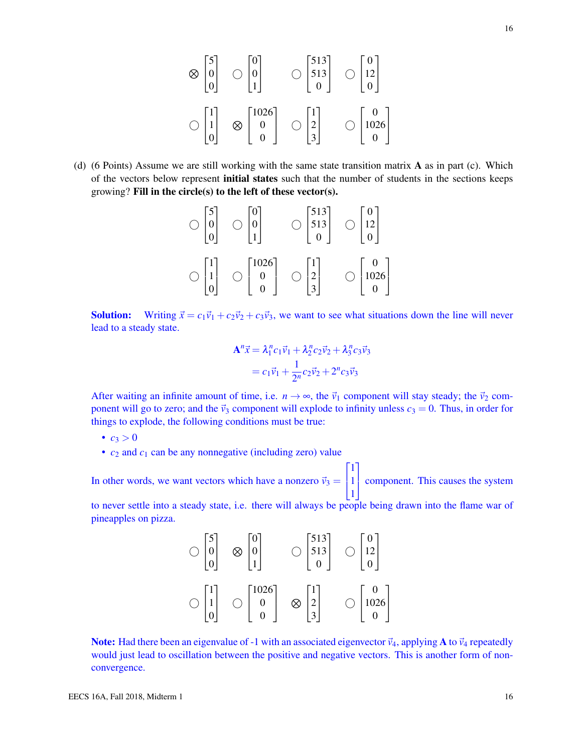$\otimes$ $\begin{bmatrix} 5 \\ 0 \\ 0 \end{bmatrix}$ ◯ $\begin{bmatrix} 0 \\ 0 \\ 1 \end{bmatrix}$ ◯ $\begin{bmatrix} 513 \\ 513 \\ 0 \end{bmatrix}$ ◯ $\begin{bmatrix} 0 \\ 12 \\ 0 \end{bmatrix}$

◯ $\begin{bmatrix} 1 \\ 1 \\ 0 \end{bmatrix}$ $\otimes$ $\begin{bmatrix} 1026 \\ 0 \\ 0 \end{bmatrix}$ ◯ $\begin{bmatrix} 1 \\ 2 \\ 3 \end{bmatrix}$ ◯ $\begin{bmatrix} 0 \\ 1026 \\ 0 \end{bmatrix}$

(d) (6 Points) Assume we are still working with the same state transition matrix $\mathbf{A}$ as in part (c). Which of the vectors below represent **initial states** such that the number of students in the sections keeps growing? **Fill in the circle(s) to the left of these vector(s).**

◯ $\begin{bmatrix} 5 \\ 0 \\ 0 \end{bmatrix}$ ◯ $\begin{bmatrix} 0 \\ 0 \\ 1 \end{bmatrix}$ ◯ $\begin{bmatrix} 513 \\ 513 \\ 0 \end{bmatrix}$ ◯ $\begin{bmatrix} 0 \\ 12 \\ 0 \end{bmatrix}$

◯ $\begin{bmatrix} 1 \\ 1 \\ 0 \end{bmatrix}$ ◯ $\begin{bmatrix} 1026 \\ 0 \\ 0 \end{bmatrix}$ ◯ $\begin{bmatrix} 1 \\ 2 \\ 3 \end{bmatrix}$ ◯ $\begin{bmatrix} 0 \\ 1026 \\ 0 \end{bmatrix}$

**Solution:** Writing $\vec{x} = c_1\vec{v}_1 + c_2\vec{v}_2 + c_3\vec{v}_3$, we want to see what situations down the line will never lead to a steady state.

$$\mathbf{A}^n\vec{x} = \lambda_1^n c_1\vec{v}_1 + \lambda_2^n c_2\vec{v}_2 + \lambda_3^n c_3\vec{v}_3$$
$$= c_1\vec{v}_1 + \frac{1}{2^n}c_2\vec{v}_2 + 2^n c_3\vec{v}_3$$

After waiting an infinite amount of time, i.e. $n \to \infty$, the $\vec{v}_1$ component will stay steady; the $\vec{v}_2$ component will go to zero; and the $\vec{v}_3$ component will explode to infinity unless $c_3 = 0$. Thus, in order for things to explode, the following conditions must be true:

- $c_3 > 0$
- $c_2$ and $c_1$ can be any nonnegative (including zero) value

In other words, we want vectors which have a nonzero $\vec{v}_3 = \begin{bmatrix} 1 \\ 1 \\ 1 \end{bmatrix}$ component. This causes the system to never settle into a steady state, i.e. there will always be people being drawn into the flame war of pineapples on pizza.

◯ $\begin{bmatrix} 5 \\ 0 \\ 0 \end{bmatrix}$ $\otimes$ $\begin{bmatrix} 0 \\ 0 \\ 1 \end{bmatrix}$ ◯ $\begin{bmatrix} 513 \\ 513 \\ 0 \end{bmatrix}$ ◯ $\begin{bmatrix} 0 \\ 12 \\ 0 \end{bmatrix}$

◯ $\begin{bmatrix} 1 \\ 1 \\ 0 \end{bmatrix}$ ◯ $\begin{bmatrix} 1026 \\ 0 \\ 0 \end{bmatrix}$ $\otimes$ $\begin{bmatrix} 1 \\ 2 \\ 3 \end{bmatrix}$ ◯ $\begin{bmatrix} 0 \\ 1026 \\ 0 \end{bmatrix}$

**Note:** Had there been an eigenvalue of -1 with an associated eigenvector $\vec{v}_4$, applying $\mathbf{A}$ to $\vec{v}_4$ repeatedly would just lead to oscillation between the positive and negative vectors. This is another form of non-convergence.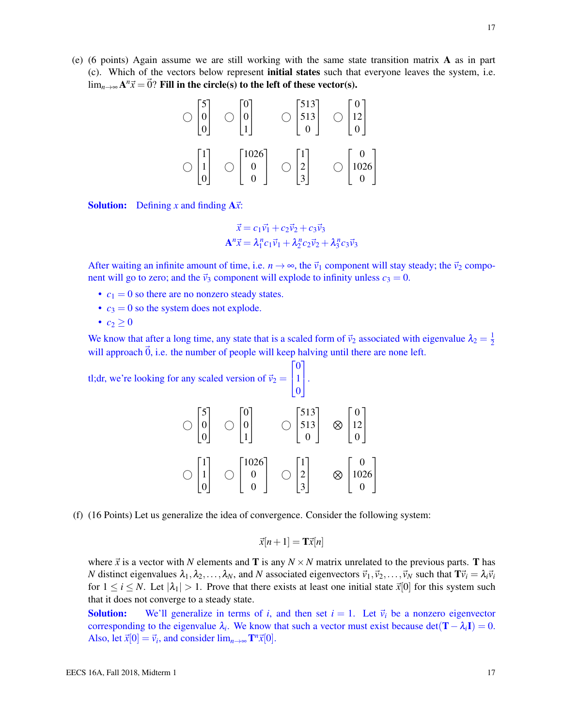(e) (6 points) Again assume we are still working with the same state transition matrix $\mathbf{A}$ as in part (c). Which of the vectors below represent **initial states** such that everyone leaves the system, i.e. $\lim_{n\to\infty} \mathbf{A}^n \vec{x} = \vec{0}$? **Fill in the circle(s) to the left of these vector(s).**

$$\bigcirc \begin{bmatrix}5\\0\\0\end{bmatrix} \quad \bigcirc \begin{bmatrix}0\\0\\1\end{bmatrix} \quad \bigcirc \begin{bmatrix}513\\513\\0\end{bmatrix} \quad \bigcirc \begin{bmatrix}0\\12\\0\end{bmatrix}$$

$$\bigcirc \begin{bmatrix}1\\1\\0\end{bmatrix} \quad \bigcirc \begin{bmatrix}1026\\0\\0\end{bmatrix} \quad \bigcirc \begin{bmatrix}1\\2\\3\end{bmatrix} \quad \bigcirc \begin{bmatrix}0\\1026\\0\end{bmatrix}$$

**Solution:** Defining $x$ and finding $\mathbf{A}\vec{x}$:

$$\vec{x} = c_1\vec{v}_1 + c_2\vec{v}_2 + c_3\vec{v}_3$$
$$\mathbf{A}^n\vec{x} = \lambda_1^n c_1\vec{v}_1 + \lambda_2^n c_2\vec{v}_2 + \lambda_3^n c_3\vec{v}_3$$

After waiting an infinite amount of time, i.e. $n \to \infty$, the $\vec{v}_1$ component will stay steady; the $\vec{v}_2$ component will go to zero; and the $\vec{v}_3$ component will explode to infinity unless $c_3 = 0$.

- $c_1 = 0$ so there are no nonzero steady states.
- $c_3 = 0$ so the system does not explode.
- $c_2 \geq 0$

We know that after a long time, any state that is a scaled form of $\vec{v}_2$ associated with eigenvalue $\lambda_2 = \frac{1}{2}$ will approach $\vec{0}$, i.e. the number of people will keep halving until there are none left.

tl;dr, we're looking for any scaled version of $\vec{v}_2 = \begin{bmatrix}0\\1\\0\end{bmatrix}$.

$$\bigcirc \begin{bmatrix}5\\0\\0\end{bmatrix} \quad \bigcirc \begin{bmatrix}0\\0\\1\end{bmatrix} \quad \bigcirc \begin{bmatrix}513\\513\\0\end{bmatrix} \quad \otimes \begin{bmatrix}0\\12\\0\end{bmatrix}$$

$$\bigcirc \begin{bmatrix}1\\1\\0\end{bmatrix} \quad \bigcirc \begin{bmatrix}1026\\0\\0\end{bmatrix} \quad \bigcirc \begin{bmatrix}1\\2\\3\end{bmatrix} \quad \otimes \begin{bmatrix}0\\1026\\0\end{bmatrix}$$

(f) (16 Points) Let us generalize the idea of convergence. Consider the following system:

$$\vec{x}[n+1] = \mathbf{T}\vec{x}[n]$$

where $\vec{x}$ is a vector with $N$ elements and $\mathbf{T}$ is any $N \times N$ matrix unrelated to the previous parts. $\mathbf{T}$ has $N$ distinct eigenvalues $\lambda_1, \lambda_2, \ldots, \lambda_N$, and $N$ associated eigenvectors $\vec{v}_1, \vec{v}_2, \ldots, \vec{v}_N$ such that $\mathbf{T}\vec{v}_i = \lambda_i \vec{v}_i$ for $1 \leq i \leq N$. Let $|\lambda_1| > 1$. Prove that there exists at least one initial state $\vec{x}[0]$ for this system such that it does not converge to a steady state.

**Solution:** We'll generalize in terms of $i$, and then set $i = 1$. Let $\vec{v}_i$ be a nonzero eigenvector corresponding to the eigenvalue $\lambda_i$. We know that such a vector must exist because $\det(\mathbf{T} - \lambda_i \mathbf{I}) = 0$. Also, let $\vec{x}[0] = \vec{v}_i$, and consider $\lim_{n\to\infty} \mathbf{T}^n \vec{x}[0]$.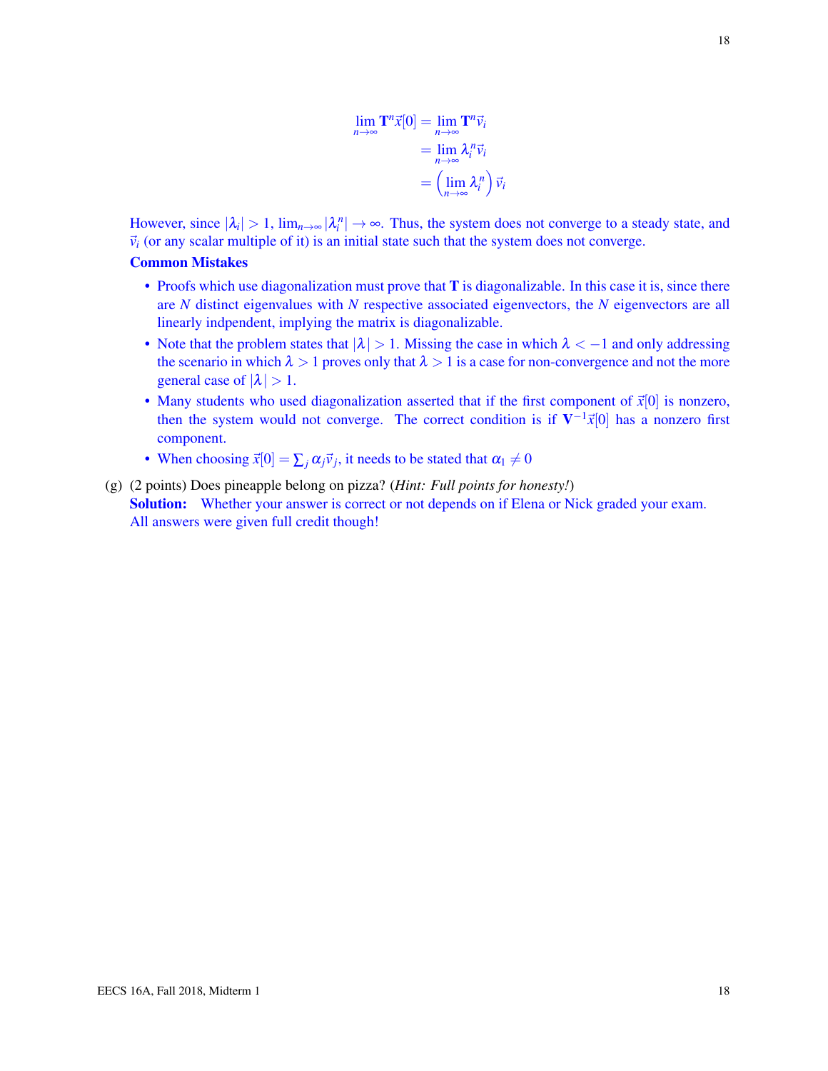$$
\begin{aligned}
\lim_{n\to\infty} \mathbf{T}^n \vec{x}[0] &= \lim_{n\to\infty} \mathbf{T}^n \vec{v}_i \\
&= \lim_{n\to\infty} \lambda_i^n \vec{v}_i \\
&= \left(\lim_{n\to\infty} \lambda_i^n\right) \vec{v}_i
\end{aligned}
$$

However, since $|\lambda_i| > 1$, $\lim_{n\to\infty} |\lambda_i^n| \to \infty$. Thus, the system does not converge to a steady state, and $\vec{v}_i$ (or any scalar multiple of it) is an initial state such that the system does not converge.

**Common Mistakes**

- Proofs which use diagonalization must prove that $\mathbf{T}$ is diagonalizable. In this case it is, since there are $N$ distinct eigenvalues with $N$ respective associated eigenvectors, the $N$ eigenvectors are all linearly indpendent, implying the matrix is diagonalizable.
- Note that the problem states that $|\lambda| > 1$. Missing the case in which $\lambda < -1$ and only addressing the scenario in which $\lambda > 1$ proves only that $\lambda > 1$ is a case for non-convergence and not the more general case of $|\lambda| > 1$.
- Many students who used diagonalization asserted that if the first component of $\vec{x}[0]$ is nonzero, then the system would not converge. The correct condition is if $\mathbf{V}^{-1}\vec{x}[0]$ has a nonzero first component.
- When choosing $\vec{x}[0] = \sum_j \alpha_j \vec{v}_j$, it needs to be stated that $\alpha_1 \neq 0$

(g) (2 points) Does pineapple belong on pizza? (*Hint: Full points for honesty!*)

**Solution:** Whether your answer is correct or not depends on if Elena or Nick graded your exam. All answers were given full credit though!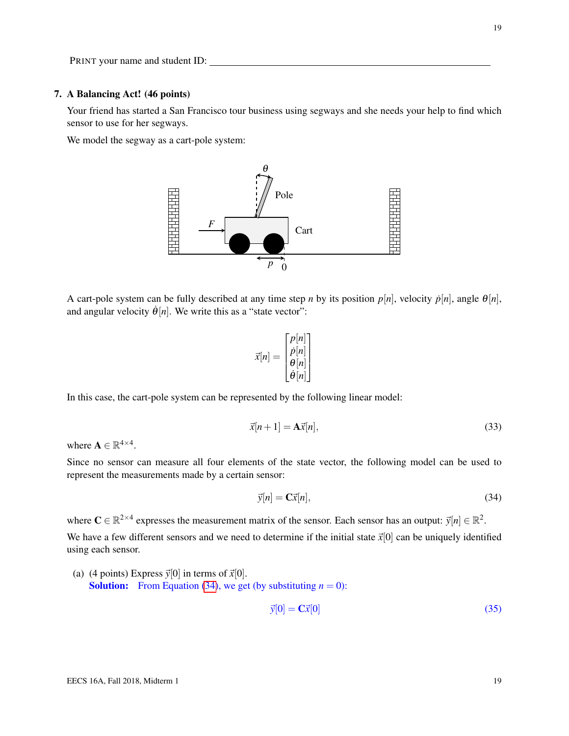PRINT your name and student ID: ____________________

## 7. A Balancing Act! (46 points)

Your friend has started a San Francisco tour business using segways and she needs your help to find which sensor to use for her segways.

We model the segway as a cart-pole system:

A cart-pole system can be fully described at any time step $n$ by its position $p[n]$, velocity $\dot{p}[n]$, angle $\theta[n]$, and angular velocity $\dot{\theta}[n]$. We write this as a "state vector":

$$\vec{x}[n] = \begin{bmatrix} p[n] \\ \dot{p}[n] \\ \theta[n] \\ \dot{\theta}[n] \end{bmatrix}$$

In this case, the cart-pole system can be represented by the following linear model:

$$\vec{x}[n+1] = \mathbf{A}\vec{x}[n], \tag{33}$$

where $\mathbf{A} \in \mathbb{R}^{4\times4}$.

Since no sensor can measure all four elements of the state vector, the following model can be used to represent the measurements made by a certain sensor:

$$\vec{y}[n] = \mathbf{C}\vec{x}[n], \tag{34}$$

where $\mathbf{C} \in \mathbb{R}^{2\times4}$ expresses the measurement matrix of the sensor. Each sensor has an output: $\vec{y}[n] \in \mathbb{R}^2$.

We have a few different sensors and we need to determine if the initial state $\vec{x}[0]$ can be uniquely identified using each sensor.

(a) (4 points) Express $\vec{y}[0]$ in terms of $\vec{x}[0]$.

**Solution:** From Equation (34), we get (by substituting $n = 0$):

$$\vec{y}[0] = \mathbf{C}\vec{x}[0] \tag{35}$$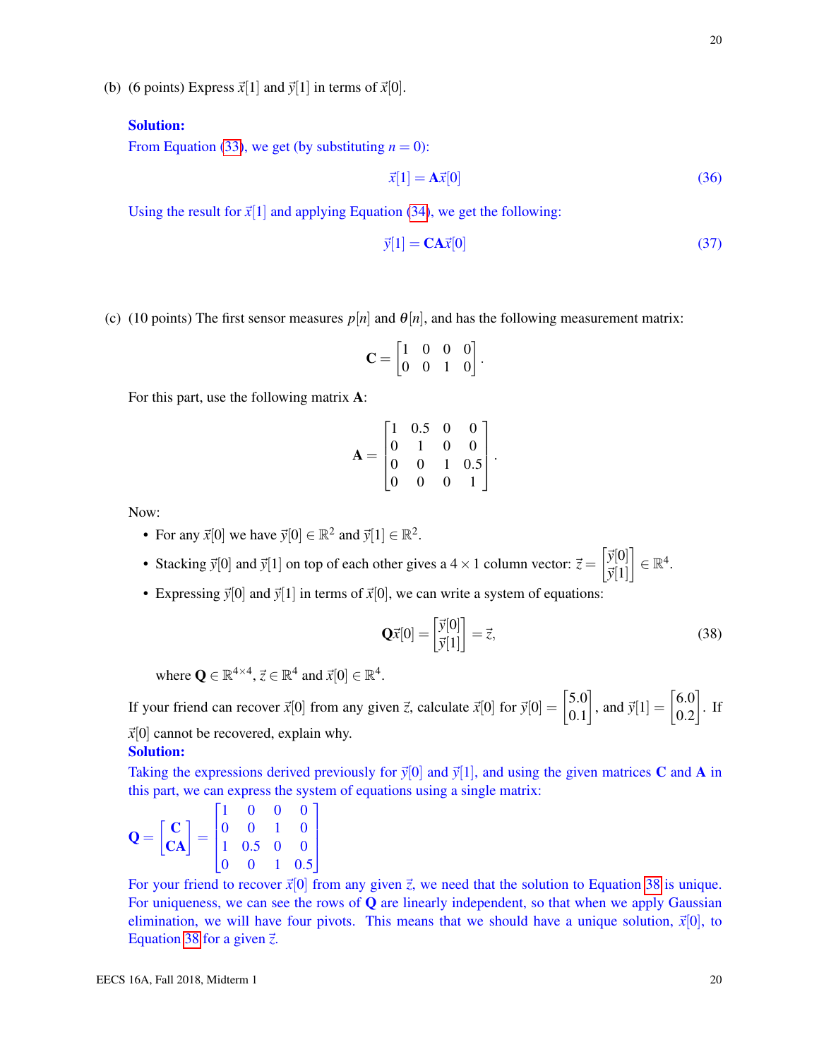(b) (6 points) Express $\vec{x}[1]$ and $\vec{y}[1]$ in terms of $\vec{x}[0]$.

**Solution:**

From Equation (33), we get (by substituting $n = 0$):

$$\vec{x}[1] = \mathbf{A}\vec{x}[0] \tag{36}$$

Using the result for $\vec{x}[1]$ and applying Equation (34), we get the following:

$$\vec{y}[1] = \mathbf{CA}\vec{x}[0] \tag{37}$$

(c) (10 points) The first sensor measures $p[n]$ and $\theta[n]$, and has the following measurement matrix:

$$\mathbf{C} = \begin{bmatrix} 1 & 0 & 0 & 0 \\ 0 & 0 & 1 & 0 \end{bmatrix}.$$

For this part, use the following matrix $\mathbf{A}$:

$$\mathbf{A} = \begin{bmatrix} 1 & 0.5 & 0 & 0 \\ 0 & 1 & 0 & 0 \\ 0 & 0 & 1 & 0.5 \\ 0 & 0 & 0 & 1 \end{bmatrix}.$$

Now:

- For any $\vec{x}[0]$ we have $\vec{y}[0] \in \mathbb{R}^2$ and $\vec{y}[1] \in \mathbb{R}^2$.
- Stacking $\vec{y}[0]$ and $\vec{y}[1]$ on top of each other gives a $4 \times 1$ column vector: $\vec{z} = \begin{bmatrix} \vec{y}[0] \\ \vec{y}[1] \end{bmatrix} \in \mathbb{R}^4$.
- Expressing $\vec{y}[0]$ and $\vec{y}[1]$ in terms of $\vec{x}[0]$, we can write a system of equations:

$$\mathbf{Q}\vec{x}[0] = \begin{bmatrix} \vec{y}[0] \\ \vec{y}[1] \end{bmatrix} = \vec{z}, \tag{38}$$

  where $\mathbf{Q} \in \mathbb{R}^{4\times 4}$, $\vec{z} \in \mathbb{R}^4$ and $\vec{x}[0] \in \mathbb{R}^4$.

If your friend can recover $\vec{x}[0]$ from any given $\vec{z}$, calculate $\vec{x}[0]$ for $\vec{y}[0] = \begin{bmatrix} 5.0 \\ 0.1 \end{bmatrix}$, and $\vec{y}[1] = \begin{bmatrix} 6.0 \\ 0.2 \end{bmatrix}$. If $\vec{x}[0]$ cannot be recovered, explain why.

**Solution:**

Taking the expressions derived previously for $\vec{y}[0]$ and $\vec{y}[1]$, and using the given matrices $\mathbf{C}$ and $\mathbf{A}$ in this part, we can express the system of equations using a single matrix:

$$\mathbf{Q} = \begin{bmatrix} \mathbf{C} \\ \mathbf{CA} \end{bmatrix} = \begin{bmatrix} 1 & 0 & 0 & 0 \\ 0 & 0 & 1 & 0 \\ 1 & 0.5 & 0 & 0 \\ 0 & 0 & 1 & 0.5 \end{bmatrix}$$

For your friend to recover $\vec{x}[0]$ from any given $\vec{z}$, we need that the solution to Equation 38 is unique. For uniqueness, we can see the rows of $\mathbf{Q}$ are linearly independent, so that when we apply Gaussian elimination, we will have four pivots. This means that we should have a unique solution, $\vec{x}[0]$, to Equation 38 for a given $\vec{z}$.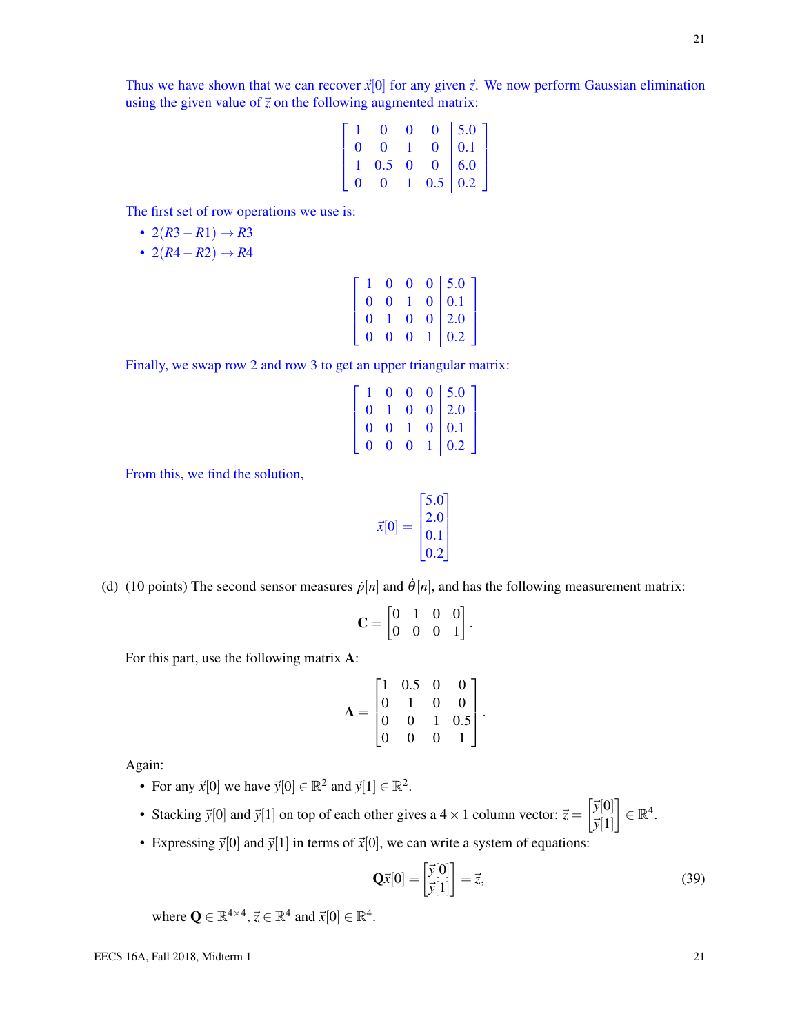Thus we have shown that we can recover $\vec{x}[0]$ for any given $\vec{z}$. We now perform Gaussian elimination using the given value of $\vec{z}$ on the following augmented matrix:

$$\left[\begin{array}{cccc|c} 1 & 0 & 0 & 0 & 5.0 \\ 0 & 0 & 1 & 0 & 0.1 \\ 1 & 0.5 & 0 & 0 & 6.0 \\ 0 & 0 & 1 & 0.5 & 0.2 \end{array}\right]$$

The first set of row operations we use is:

- $2(R3 - R1) \to R3$
- $2(R4 - R2) \to R4$

$$\left[\begin{array}{cccc|c} 1 & 0 & 0 & 0 & 5.0 \\ 0 & 0 & 1 & 0 & 0.1 \\ 0 & 1 & 0 & 0 & 2.0 \\ 0 & 0 & 0 & 1 & 0.2 \end{array}\right]$$

Finally, we swap row 2 and row 3 to get an upper triangular matrix:

$$\left[\begin{array}{cccc|c} 1 & 0 & 0 & 0 & 5.0 \\ 0 & 1 & 0 & 0 & 2.0 \\ 0 & 0 & 1 & 0 & 0.1 \\ 0 & 0 & 0 & 1 & 0.2 \end{array}\right]$$

From this, we find the solution,

$$\vec{x}[0] = \begin{bmatrix} 5.0 \\ 2.0 \\ 0.1 \\ 0.2 \end{bmatrix}$$

(d) (10 points) The second sensor measures $\dot{p}[n]$ and $\dot{\theta}[n]$, and has the following measurement matrix:

$$\mathbf{C} = \begin{bmatrix} 0 & 1 & 0 & 0 \\ 0 & 0 & 0 & 1 \end{bmatrix}.$$

For this part, use the following matrix $\mathbf{A}$:

$$\mathbf{A} = \begin{bmatrix} 1 & 0.5 & 0 & 0 \\ 0 & 1 & 0 & 0 \\ 0 & 0 & 1 & 0.5 \\ 0 & 0 & 0 & 1 \end{bmatrix}.$$

Again:

- For any $\vec{x}[0]$ we have $\vec{y}[0] \in \mathbb{R}^2$ and $\vec{y}[1] \in \mathbb{R}^2$.
- Stacking $\vec{y}[0]$ and $\vec{y}[1]$ on top of each other gives a $4 \times 1$ column vector: $\vec{z} = \begin{bmatrix} \vec{y}[0] \\ \vec{y}[1] \end{bmatrix} \in \mathbb{R}^4$.
- Expressing $\vec{y}[0]$ and $\vec{y}[1]$ in terms of $\vec{x}[0]$, we can write a system of equations:

$$\mathbf{Q}\vec{x}[0] = \begin{bmatrix} \vec{y}[0] \\ \vec{y}[1] \end{bmatrix} = \vec{z}, \tag{39}$$

  where $\mathbf{Q} \in \mathbb{R}^{4\times 4}$, $\vec{z} \in \mathbb{R}^4$ and $\vec{x}[0] \in \mathbb{R}^4$.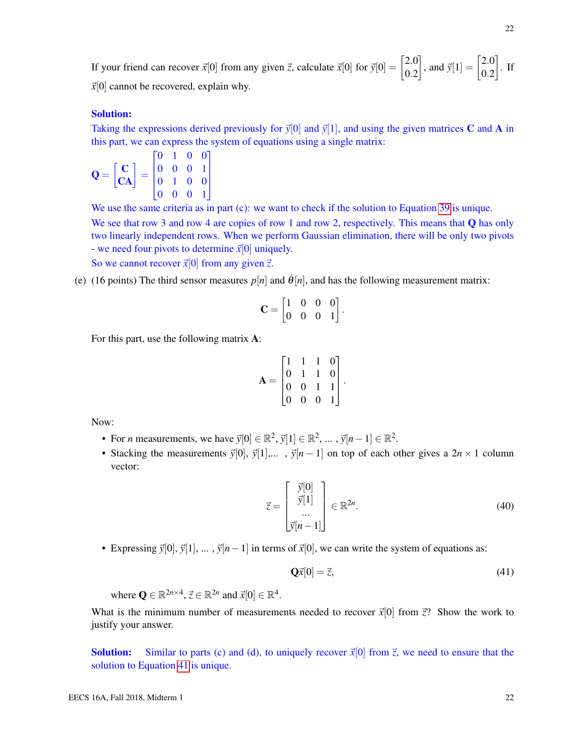If your friend can recover $\vec{x}[0]$ from any given $\vec{z}$, calculate $\vec{x}[0]$ for $\vec{y}[0] = \begin{bmatrix} 2.0 \\ 0.2 \end{bmatrix}$, and $\vec{y}[1] = \begin{bmatrix} 2.0 \\ 0.2 \end{bmatrix}$. If $\vec{x}[0]$ cannot be recovered, explain why.

**Solution:**

Taking the expressions derived previously for $\vec{y}[0]$ and $\vec{y}[1]$, and using the given matrices $\mathbf{C}$ and $\mathbf{A}$ in this part, we can express the system of equations using a single matrix:

$$\mathbf{Q} = \begin{bmatrix} \mathbf{C} \\ \mathbf{CA} \end{bmatrix} = \begin{bmatrix} 0 & 1 & 0 & 0 \\ 0 & 0 & 0 & 1 \\ 0 & 1 & 0 & 0 \\ 0 & 0 & 0 & 1 \end{bmatrix}$$

We use the same criteria as in part (c): we want to check if the solution to Equation 39 is unique.

We see that row 3 and row 4 are copies of row 1 and row 2, respectively. This means that $\mathbf{Q}$ has only two linearly independent rows. When we perform Gaussian elimination, there will be only two pivots - we need four pivots to determine $\vec{x}[0]$ uniquely.

So we cannot recover $\vec{x}[0]$ from any given $\vec{z}$.

(e) (16 points) The third sensor measures $p[n]$ and $\dot{\theta}[n]$, and has the following measurement matrix:

$$\mathbf{C} = \begin{bmatrix} 1 & 0 & 0 & 0 \\ 0 & 0 & 0 & 1 \end{bmatrix}.$$

For this part, use the following matrix $\mathbf{A}$:

$$\mathbf{A} = \begin{bmatrix} 1 & 1 & 1 & 0 \\ 0 & 1 & 1 & 0 \\ 0 & 0 & 1 & 1 \\ 0 & 0 & 0 & 1 \end{bmatrix}.$$

Now:

- For $n$ measurements, we have $\vec{y}[0] \in \mathbb{R}^2$, $\vec{y}[1] \in \mathbb{R}^2$, ... , $\vec{y}[n-1] \in \mathbb{R}^2$.
- Stacking the measurements $\vec{y}[0]$, $\vec{y}[1]$,... , $\vec{y}[n-1]$ on top of each other gives a $2n \times 1$ column vector:

$$\vec{z} = \begin{bmatrix} \vec{y}[0] \\ \vec{y}[1] \\ \dots \\ \vec{y}[n-1] \end{bmatrix} \in \mathbb{R}^{2n}. \tag{40}$$

- Expressing $\vec{y}[0]$, $\vec{y}[1]$, ... , $\vec{y}[n-1]$ in terms of $\vec{x}[0]$, we can write the system of equations as:

$$\mathbf{Q}\vec{x}[0] = \vec{z}, \tag{41}$$

  where $\mathbf{Q} \in \mathbb{R}^{2n \times 4}$, $\vec{z} \in \mathbb{R}^{2n}$ and $\vec{x}[0] \in \mathbb{R}^4$.

What is the minimum number of measurements needed to recover $\vec{x}[0]$ from $\vec{z}$? Show the work to justify your answer.

**Solution:** Similar to parts (c) and (d), to uniquely recover $\vec{x}[0]$ from $\vec{z}$, we need to ensure that the solution to Equation 41 is unique.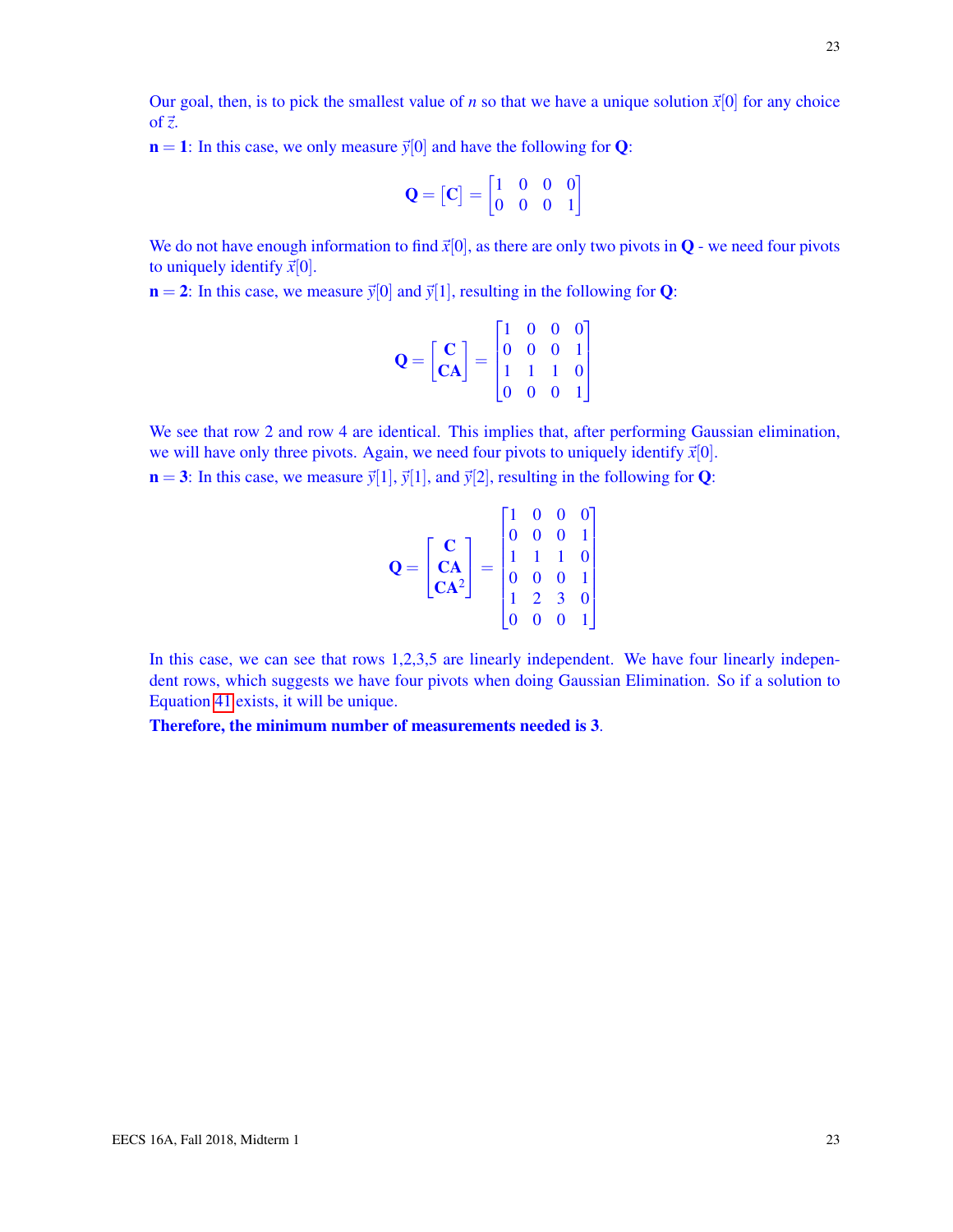Our goal, then, is to pick the smallest value of $n$ so that we have a unique solution $\vec{x}[0]$ for any choice of $\vec{z}$.

**n = 1**: In this case, we only measure $\vec{y}[0]$ and have the following for **Q**:

$$\mathbf{Q} = \begin{bmatrix}\mathbf{C}\end{bmatrix} = \begin{bmatrix} 1 & 0 & 0 & 0 \\ 0 & 0 & 0 & 1 \end{bmatrix}$$

We do not have enough information to find $\vec{x}[0]$, as there are only two pivots in **Q** - we need four pivots to uniquely identify $\vec{x}[0]$.

**n = 2**: In this case, we measure $\vec{y}[0]$ and $\vec{y}[1]$, resulting in the following for **Q**:

$$\mathbf{Q} = \begin{bmatrix}\mathbf{C} \\ \mathbf{CA}\end{bmatrix} = \begin{bmatrix} 1 & 0 & 0 & 0 \\ 0 & 0 & 0 & 1 \\ 1 & 1 & 1 & 0 \\ 0 & 0 & 0 & 1 \end{bmatrix}$$

We see that row 2 and row 4 are identical. This implies that, after performing Gaussian elimination, we will have only three pivots. Again, we need four pivots to uniquely identify $\vec{x}[0]$.

**n = 3**: In this case, we measure $\vec{y}[1]$, $\vec{y}[1]$, and $\vec{y}[2]$, resulting in the following for **Q**:

$$\mathbf{Q} = \begin{bmatrix}\mathbf{C} \\ \mathbf{CA} \\ \mathbf{CA}^2\end{bmatrix} = \begin{bmatrix} 1 & 0 & 0 & 0 \\ 0 & 0 & 0 & 1 \\ 1 & 1 & 1 & 0 \\ 0 & 0 & 0 & 1 \\ 1 & 2 & 3 & 0 \\ 0 & 0 & 0 & 1 \end{bmatrix}$$

In this case, we can see that rows 1,2,3,5 are linearly independent. We have four linearly independent rows, which suggests we have four pivots when doing Gaussian Elimination. So if a solution to Equation 41 exists, it will be unique.

**Therefore, the minimum number of measurements needed is 3.**